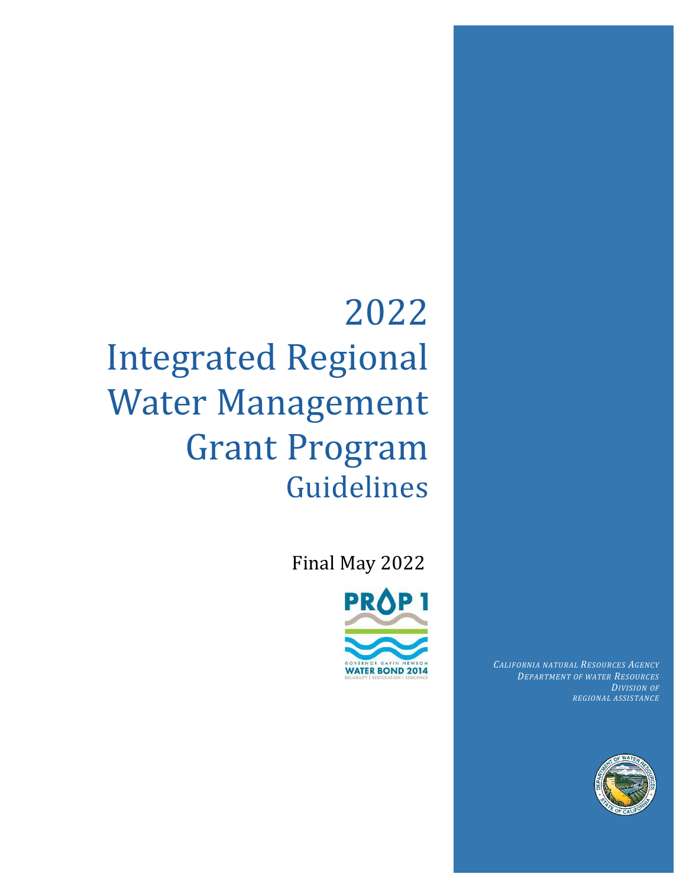# 2022 Integrated Regional Water Management Grant Program

## Guidelines

Final May 2022

PROP 1

GOVERNOR GAVIN NEWSOM
WATER BOND 2014
RELIABILITY | RESTORATION | RESILIENCE

*CALIFORNIA NATURAL RESOURCES AGENCY*
*DEPARTMENT OF WATER RESOURCES*
*DIVISION OF REGIONAL ASSISTANCE*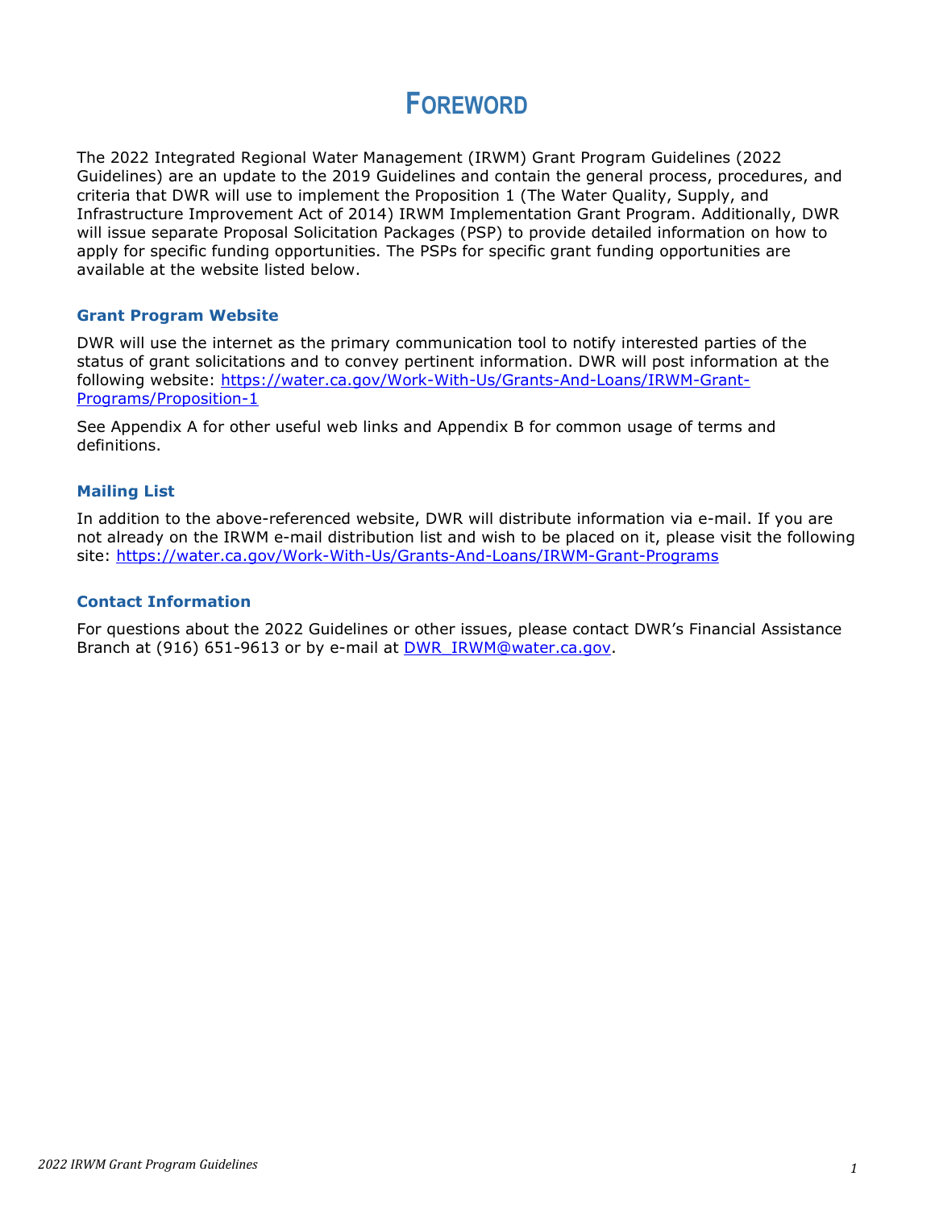# FOREWORD

The 2022 Integrated Regional Water Management (IRWM) Grant Program Guidelines (2022 Guidelines) are an update to the 2019 Guidelines and contain the general process, procedures, and criteria that DWR will use to implement the Proposition 1 (The Water Quality, Supply, and Infrastructure Improvement Act of 2014) IRWM Implementation Grant Program. Additionally, DWR will issue separate Proposal Solicitation Packages (PSP) to provide detailed information on how to apply for specific funding opportunities. The PSPs for specific grant funding opportunities are available at the website listed below.

### Grant Program Website

DWR will use the internet as the primary communication tool to notify interested parties of the status of grant solicitations and to convey pertinent information. DWR will post information at the following website: [https://water.ca.gov/Work-With-Us/Grants-And-Loans/IRWM-Grant-Programs/Proposition-1](https://water.ca.gov/Work-With-Us/Grants-And-Loans/IRWM-Grant-Programs/Proposition-1)

See Appendix A for other useful web links and Appendix B for common usage of terms and definitions.

### Mailing List

In addition to the above-referenced website, DWR will distribute information via e-mail. If you are not already on the IRWM e-mail distribution list and wish to be placed on it, please visit the following site: [https://water.ca.gov/Work-With-Us/Grants-And-Loans/IRWM-Grant-Programs](https://water.ca.gov/Work-With-Us/Grants-And-Loans/IRWM-Grant-Programs)

### Contact Information

For questions about the 2022 Guidelines or other issues, please contact DWR's Financial Assistance Branch at (916) 651-9613 or by e-mail at [DWR_IRWM@water.ca.gov](mailto:DWR_IRWM@water.ca.gov).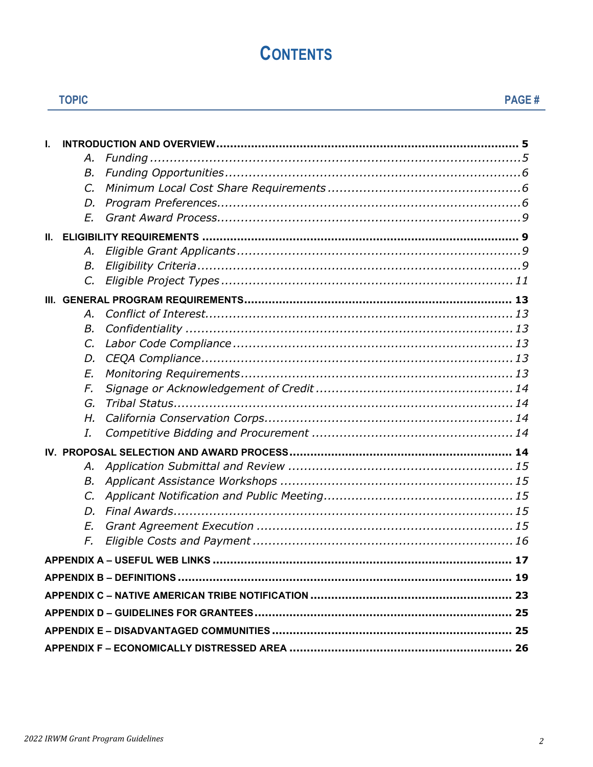# CONTENTS

| TOPIC | PAGE # |
|---|---|
| **I. INTRODUCTION AND OVERVIEW** | **5** |
| *A. Funding* | *5* |
| *B. Funding Opportunities* | *6* |
| *C. Minimum Local Cost Share Requirements* | *6* |
| *D. Program Preferences* | *6* |
| *E. Grant Award Process* | *9* |
| **II. ELIGIBILITY REQUIREMENTS** | **9** |
| *A. Eligible Grant Applicants* | *9* |
| *B. Eligibility Criteria* | *9* |
| *C. Eligible Project Types* | *11* |
| **III. GENERAL PROGRAM REQUIREMENTS** | **13** |
| *A. Conflict of Interest* | *13* |
| *B. Confidentiality* | *13* |
| *C. Labor Code Compliance* | *13* |
| *D. CEQA Compliance* | *13* |
| *E. Monitoring Requirements* | *13* |
| *F. Signage or Acknowledgement of Credit* | *14* |
| *G. Tribal Status* | *14* |
| *H. California Conservation Corps* | *14* |
| *I. Competitive Bidding and Procurement* | *14* |
| **IV. PROPOSAL SELECTION AND AWARD PROCESS** | **14** |
| *A. Application Submittal and Review* | *15* |
| *B. Applicant Assistance Workshops* | *15* |
| *C. Applicant Notification and Public Meeting* | *15* |
| *D. Final Awards* | *15* |
| *E. Grant Agreement Execution* | *15* |
| *F. Eligible Costs and Payment* | *16* |
| **APPENDIX A – USEFUL WEB LINKS** | **17** |
| **APPENDIX B – DEFINITIONS** | **19** |
| **APPENDIX C – NATIVE AMERICAN TRIBE NOTIFICATION** | **23** |
| **APPENDIX D – GUIDELINES FOR GRANTEES** | **25** |
| **APPENDIX E – DISADVANTAGED COMMUNITIES** | **25** |
| **APPENDIX F – ECONOMICALLY DISTRESSED AREA** | **26** |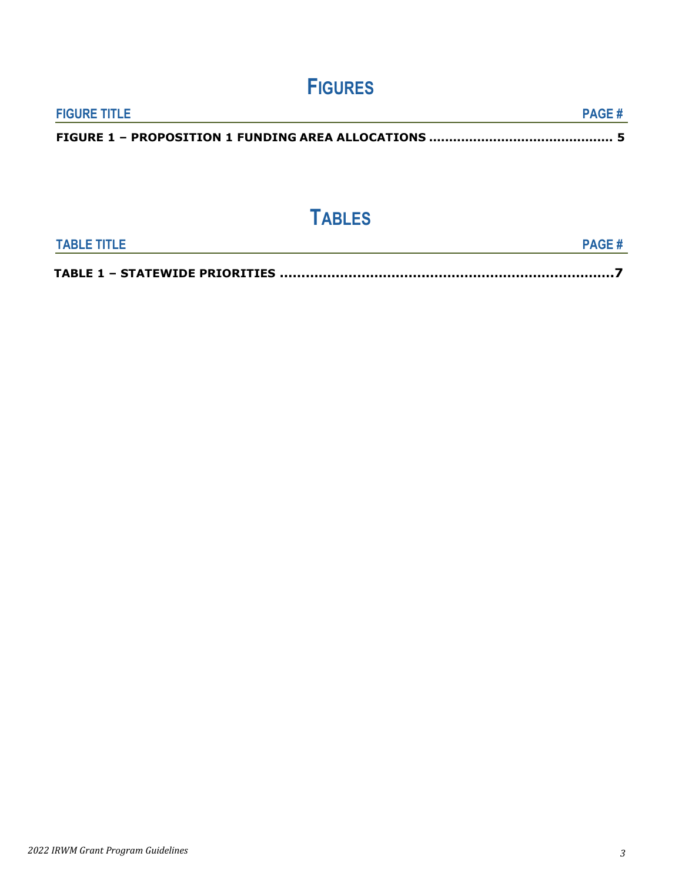# FIGURES

| FIGURE TITLE | PAGE # |
|---|---|
| FIGURE 1 – PROPOSITION 1 FUNDING AREA ALLOCATIONS | 5 |

# TABLES

| TABLE TITLE | PAGE # |
|---|---|
| TABLE 1 – STATEWIDE PRIORITIES | 7 |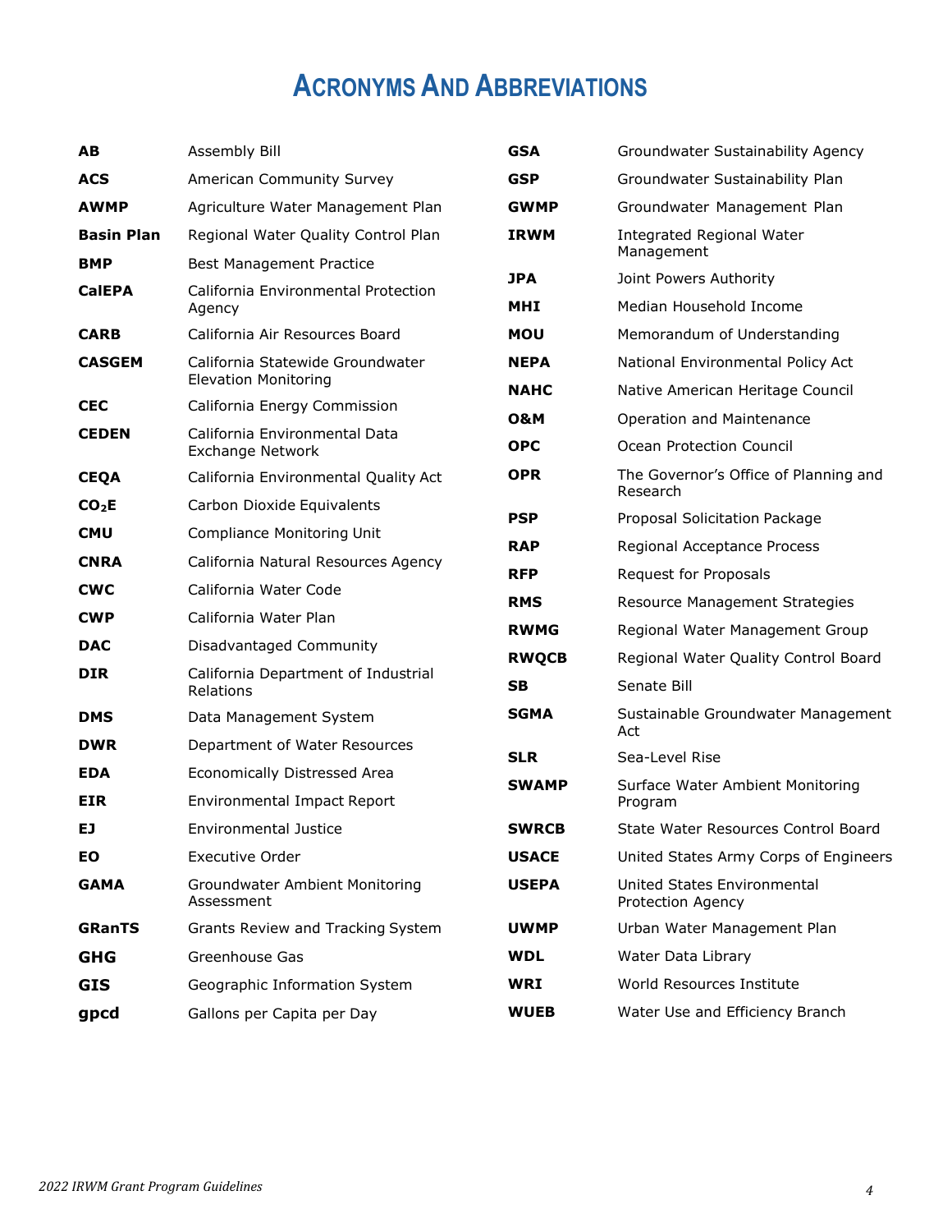# Acronyms And Abbreviations

| | |
|---|---|
| **AB** | Assembly Bill |
| **ACS** | American Community Survey |
| **AWMP** | Agriculture Water Management Plan |
| **Basin Plan** | Regional Water Quality Control Plan |
| **BMP** | Best Management Practice |
| **CalEPA** | California Environmental Protection Agency |
| **CARB** | California Air Resources Board |
| **CASGEM** | California Statewide Groundwater Elevation Monitoring |
| **CEC** | California Energy Commission |
| **CEDEN** | California Environmental Data Exchange Network |
| **CEQA** | California Environmental Quality Act |
| **$CO_2E$** | Carbon Dioxide Equivalents |
| **CMU** | Compliance Monitoring Unit |
| **CNRA** | California Natural Resources Agency |
| **CWC** | California Water Code |
| **CWP** | California Water Plan |
| **DAC** | Disadvantaged Community |
| **DIR** | California Department of Industrial Relations |
| **DMS** | Data Management System |
| **DWR** | Department of Water Resources |
| **EDA** | Economically Distressed Area |
| **EIR** | Environmental Impact Report |
| **EJ** | Environmental Justice |
| **EO** | Executive Order |
| **GAMA** | Groundwater Ambient Monitoring Assessment |
| **GRanTS** | Grants Review and Tracking System |
| **GHG** | Greenhouse Gas |
| **GIS** | Geographic Information System |
| **gpcd** | Gallons per Capita per Day |
| **GSA** | Groundwater Sustainability Agency |
| **GSP** | Groundwater Sustainability Plan |
| **GWMP** | Groundwater Management Plan |
| **IRWM** | Integrated Regional Water Management |
| **JPA** | Joint Powers Authority |
| **MHI** | Median Household Income |
| **MOU** | Memorandum of Understanding |
| **NEPA** | National Environmental Policy Act |
| **NAHC** | Native American Heritage Council |
| **O&M** | Operation and Maintenance |
| **OPC** | Ocean Protection Council |
| **OPR** | The Governor's Office of Planning and Research |
| **PSP** | Proposal Solicitation Package |
| **RAP** | Regional Acceptance Process |
| **RFP** | Request for Proposals |
| **RMS** | Resource Management Strategies |
| **RWMG** | Regional Water Management Group |
| **RWQCB** | Regional Water Quality Control Board |
| **SB** | Senate Bill |
| **SGMA** | Sustainable Groundwater Management Act |
| **SLR** | Sea-Level Rise |
| **SWAMP** | Surface Water Ambient Monitoring Program |
| **SWRCB** | State Water Resources Control Board |
| **USACE** | United States Army Corps of Engineers |
| **USEPA** | United States Environmental Protection Agency |
| **UWMP** | Urban Water Management Plan |
| **WDL** | Water Data Library |
| **WRI** | World Resources Institute |
| **WUEB** | Water Use and Efficiency Branch |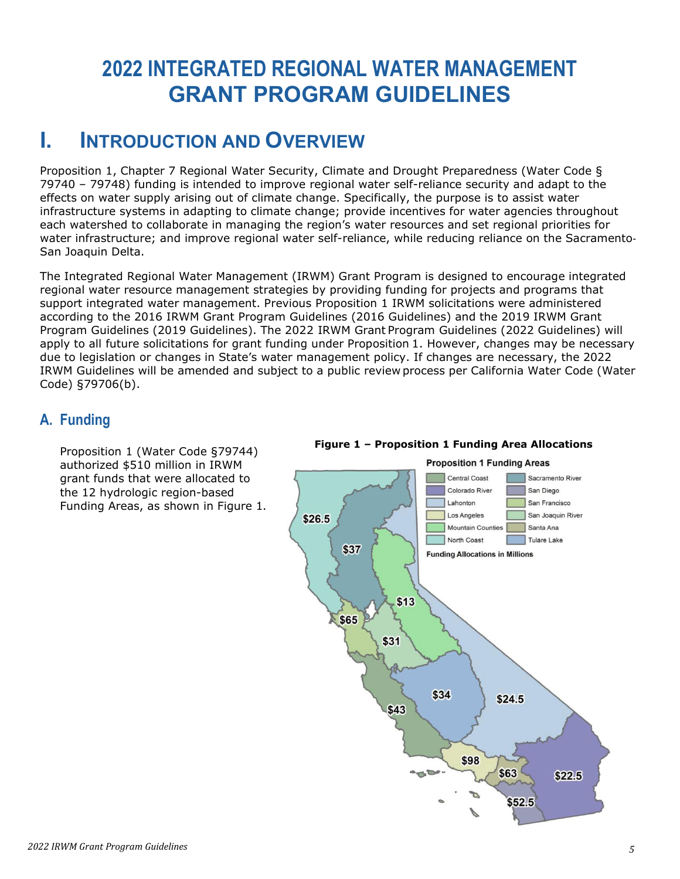# 2022 INTEGRATED REGIONAL WATER MANAGEMENT GRANT PROGRAM GUIDELINES

## I. INTRODUCTION AND OVERVIEW

Proposition 1, Chapter 7 Regional Water Security, Climate and Drought Preparedness (Water Code § 79740 – 79748) funding is intended to improve regional water self-reliance security and adapt to the effects on water supply arising out of climate change. Specifically, the purpose is to assist water infrastructure systems in adapting to climate change; provide incentives for water agencies throughout each watershed to collaborate in managing the region's water resources and set regional priorities for water infrastructure; and improve regional water self-reliance, while reducing reliance on the Sacramento-San Joaquin Delta.

The Integrated Regional Water Management (IRWM) Grant Program is designed to encourage integrated regional water resource management strategies by providing funding for projects and programs that support integrated water management. Previous Proposition 1 IRWM solicitations were administered according to the 2016 IRWM Grant Program Guidelines (2016 Guidelines) and the 2019 IRWM Grant Program Guidelines (2019 Guidelines). The 2022 IRWM Grant Program Guidelines (2022 Guidelines) will apply to all future solicitations for grant funding under Proposition 1. However, changes may be necessary due to legislation or changes in State's water management policy. If changes are necessary, the 2022 IRWM Guidelines will be amended and subject to a public review process per California Water Code (Water Code) §79706(b).

### A. Funding

Proposition 1 (Water Code §79744) authorized $510 million in IRWM grant funds that were allocated to the 12 hydrologic region-based Funding Areas, as shown in Figure 1.

**Figure 1 – Proposition 1 Funding Area Allocations**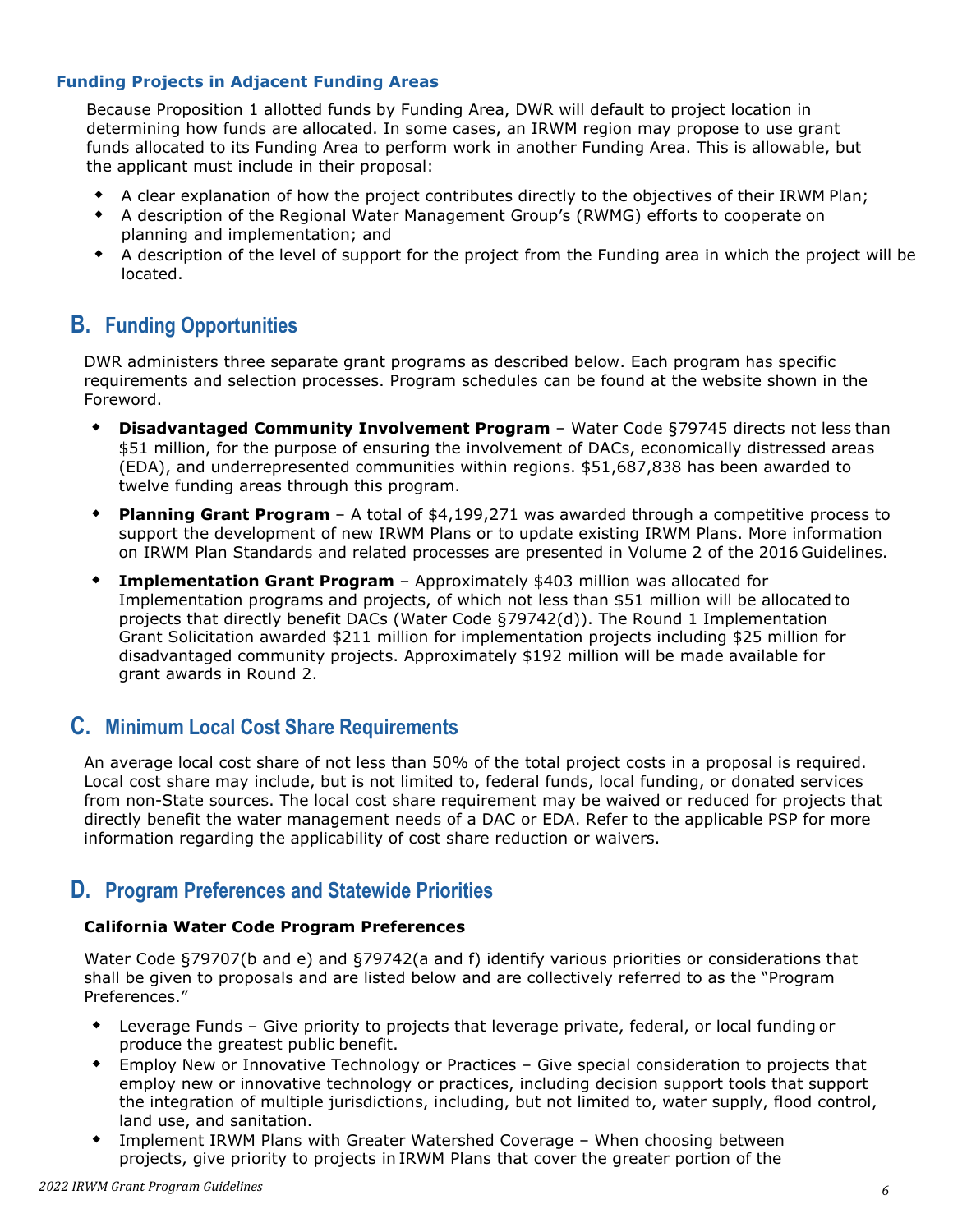### Funding Projects in Adjacent Funding Areas

Because Proposition 1 allotted funds by Funding Area, DWR will default to project location in determining how funds are allocated. In some cases, an IRWM region may propose to use grant funds allocated to its Funding Area to perform work in another Funding Area. This is allowable, but the applicant must include in their proposal:

- A clear explanation of how the project contributes directly to the objectives of their IRWM Plan;
- A description of the Regional Water Management Group's (RWMG) efforts to cooperate on planning and implementation; and
- A description of the level of support for the project from the Funding area in which the project will be located.

## B. Funding Opportunities

DWR administers three separate grant programs as described below. Each program has specific requirements and selection processes. Program schedules can be found at the website shown in the Foreword.

- **Disadvantaged Community Involvement Program** – Water Code §79745 directs not less than $51 million, for the purpose of ensuring the involvement of DACs, economically distressed areas (EDA), and underrepresented communities within regions. $51,687,838 has been awarded to twelve funding areas through this program.
- **Planning Grant Program** – A total of $4,199,271 was awarded through a competitive process to support the development of new IRWM Plans or to update existing IRWM Plans. More information on IRWM Plan Standards and related processes are presented in Volume 2 of the 2016 Guidelines.
- **Implementation Grant Program** – Approximately $403 million was allocated for Implementation programs and projects, of which not less than $51 million will be allocated to projects that directly benefit DACs (Water Code §79742(d)). The Round 1 Implementation Grant Solicitation awarded $211 million for implementation projects including $25 million for disadvantaged community projects. Approximately $192 million will be made available for grant awards in Round 2.

## C. Minimum Local Cost Share Requirements

An average local cost share of not less than 50% of the total project costs in a proposal is required. Local cost share may include, but is not limited to, federal funds, local funding, or donated services from non-State sources. The local cost share requirement may be waived or reduced for projects that directly benefit the water management needs of a DAC or EDA. Refer to the applicable PSP for more information regarding the applicability of cost share reduction or waivers.

## D. Program Preferences and Statewide Priorities

**California Water Code Program Preferences**

Water Code §79707(b and e) and §79742(a and f) identify various priorities or considerations that shall be given to proposals and are listed below and are collectively referred to as the "Program Preferences."

- Leverage Funds – Give priority to projects that leverage private, federal, or local funding or produce the greatest public benefit.
- Employ New or Innovative Technology or Practices – Give special consideration to projects that employ new or innovative technology or practices, including decision support tools that support the integration of multiple jurisdictions, including, but not limited to, water supply, flood control, land use, and sanitation.
- Implement IRWM Plans with Greater Watershed Coverage – When choosing between projects, give priority to projects in IRWM Plans that cover the greater portion of the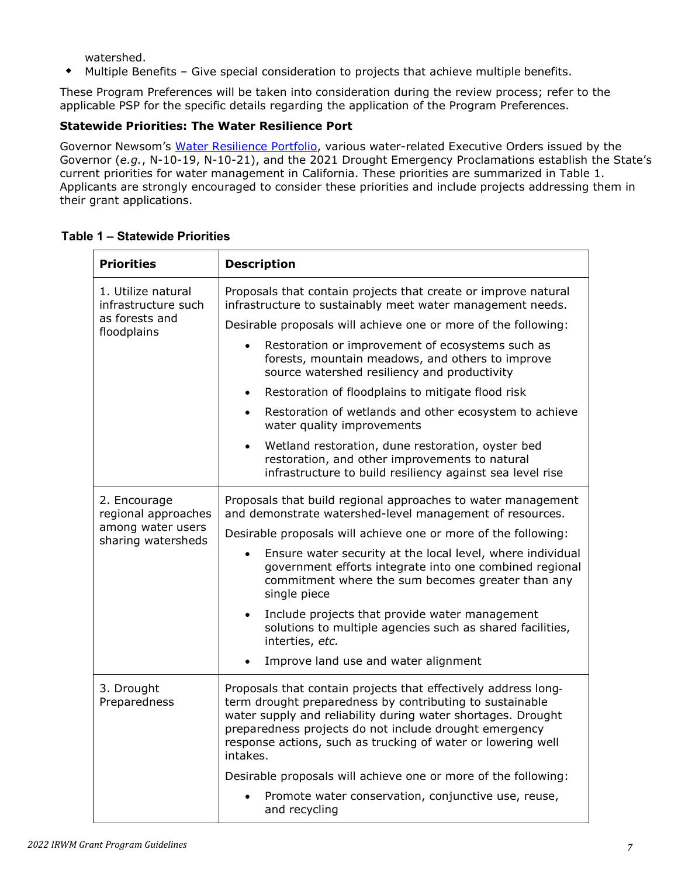watershed.

- Multiple Benefits – Give special consideration to projects that achieve multiple benefits.

These Program Preferences will be taken into consideration during the review process; refer to the applicable PSP for the specific details regarding the application of the Program Preferences.

**Statewide Priorities: The Water Resilience Port**

Governor Newsom's Water Resilience Portfolio, various water-related Executive Orders issued by the Governor (*e.g.*, N-10-19, N-10-21), and the 2021 Drought Emergency Proclamations establish the State's current priorities for water management in California. These priorities are summarized in Table 1. Applicants are strongly encouraged to consider these priorities and include projects addressing them in their grant applications.

**Table 1 – Statewide Priorities**

| Priorities | Description |
|---|---|
| 1. Utilize natural infrastructure such as forests and floodplains | Proposals that contain projects that create or improve natural infrastructure to sustainably meet water management needs.<br><br>Desirable proposals will achieve one or more of the following:<br><br>• Restoration or improvement of ecosystems such as forests, mountain meadows, and others to improve source watershed resiliency and productivity<br><br>• Restoration of floodplains to mitigate flood risk<br><br>• Restoration of wetlands and other ecosystem to achieve water quality improvements<br><br>• Wetland restoration, dune restoration, oyster bed restoration, and other improvements to natural infrastructure to build resiliency against sea level rise |
| 2. Encourage regional approaches among water users sharing watersheds | Proposals that build regional approaches to water management and demonstrate watershed-level management of resources.<br><br>Desirable proposals will achieve one or more of the following:<br><br>• Ensure water security at the local level, where individual government efforts integrate into one combined regional commitment where the sum becomes greater than any single piece<br><br>• Include projects that provide water management solutions to multiple agencies such as shared facilities, interties, *etc.*<br><br>• Improve land use and water alignment |
| 3. Drought Preparedness | Proposals that contain projects that effectively address long-term drought preparedness by contributing to sustainable water supply and reliability during water shortages. Drought preparedness projects do not include drought emergency response actions, such as trucking of water or lowering well intakes.<br><br>Desirable proposals will achieve one or more of the following:<br><br>• Promote water conservation, conjunctive use, reuse, and recycling |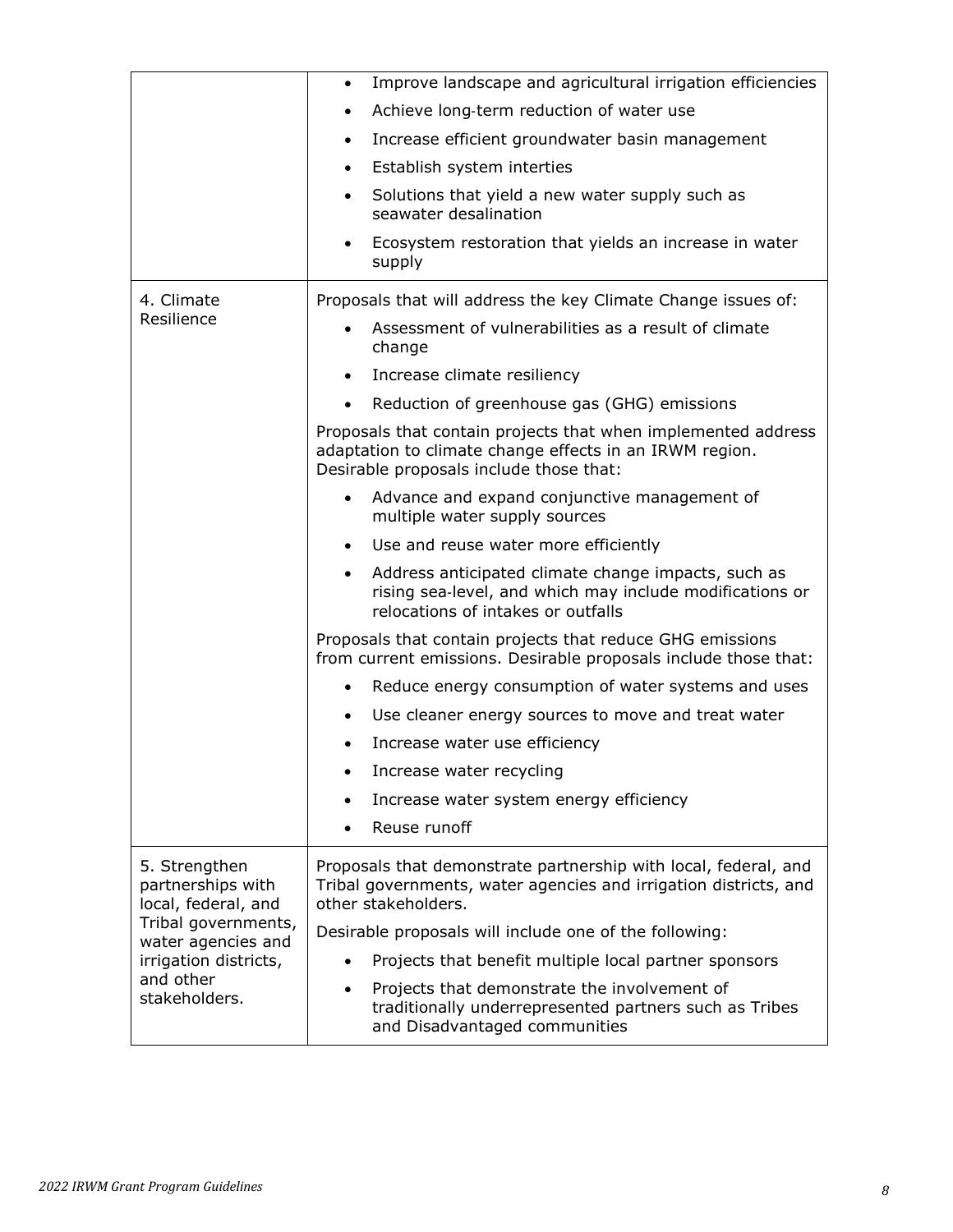| | |
|---|---|
| | • Improve landscape and agricultural irrigation efficiencies<br>• Achieve long-term reduction of water use<br>• Increase efficient groundwater basin management<br>• Establish system interties<br>• Solutions that yield a new water supply such as seawater desalination<br>• Ecosystem restoration that yields an increase in water supply |
| 4. Climate Resilience | Proposals that will address the key Climate Change issues of:<br>• Assessment of vulnerabilities as a result of climate change<br>• Increase climate resiliency<br>• Reduction of greenhouse gas (GHG) emissions<br>Proposals that contain projects that when implemented address adaptation to climate change effects in an IRWM region. Desirable proposals include those that:<br>• Advance and expand conjunctive management of multiple water supply sources<br>• Use and reuse water more efficiently<br>• Address anticipated climate change impacts, such as rising sea-level, and which may include modifications or relocations of intakes or outfalls<br>Proposals that contain projects that reduce GHG emissions from current emissions. Desirable proposals include those that:<br>• Reduce energy consumption of water systems and uses<br>• Use cleaner energy sources to move and treat water<br>• Increase water use efficiency<br>• Increase water recycling<br>• Increase water system energy efficiency<br>• Reuse runoff |
| 5. Strengthen partnerships with local, federal, and Tribal governments, water agencies and irrigation districts, and other stakeholders. | Proposals that demonstrate partnership with local, federal, and Tribal governments, water agencies and irrigation districts, and other stakeholders.<br>Desirable proposals will include one of the following:<br>• Projects that benefit multiple local partner sponsors<br>• Projects that demonstrate the involvement of traditionally underrepresented partners such as Tribes and Disadvantaged communities |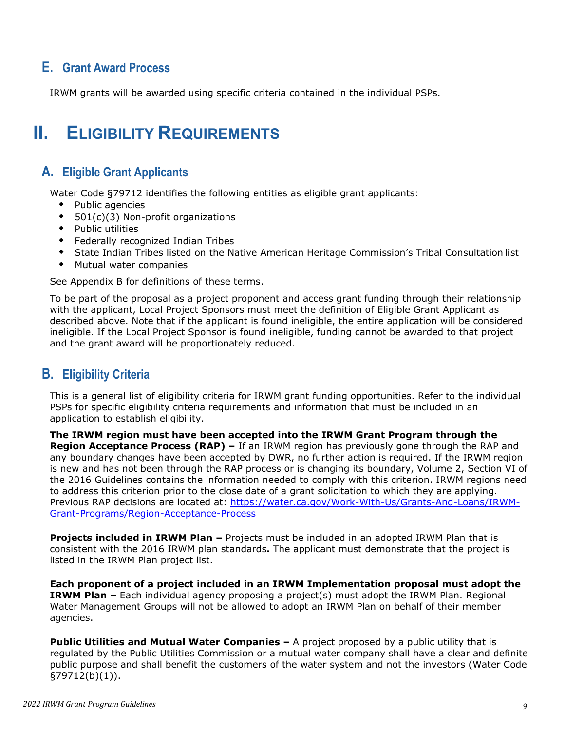## E. Grant Award Process

IRWM grants will be awarded using specific criteria contained in the individual PSPs.

# II. Eligibility Requirements

## A. Eligible Grant Applicants

Water Code §79712 identifies the following entities as eligible grant applicants:

- Public agencies
- 501(c)(3) Non-profit organizations
- Public utilities
- Federally recognized Indian Tribes
- State Indian Tribes listed on the Native American Heritage Commission's Tribal Consultation list
- Mutual water companies

See Appendix B for definitions of these terms.

To be part of the proposal as a project proponent and access grant funding through their relationship with the applicant, Local Project Sponsors must meet the definition of Eligible Grant Applicant as described above. Note that if the applicant is found ineligible, the entire application will be considered ineligible. If the Local Project Sponsor is found ineligible, funding cannot be awarded to that project and the grant award will be proportionately reduced.

## B. Eligibility Criteria

This is a general list of eligibility criteria for IRWM grant funding opportunities. Refer to the individual PSPs for specific eligibility criteria requirements and information that must be included in an application to establish eligibility.

**The IRWM region must have been accepted into the IRWM Grant Program through the Region Acceptance Process (RAP) –** If an IRWM region has previously gone through the RAP and any boundary changes have been accepted by DWR, no further action is required. If the IRWM region is new and has not been through the RAP process or is changing its boundary, Volume 2, Section VI of the 2016 Guidelines contains the information needed to comply with this criterion. IRWM regions need to address this criterion prior to the close date of a grant solicitation to which they are applying. Previous RAP decisions are located at: [https://water.ca.gov/Work-With-Us/Grants-And-Loans/IRWM-Grant-Programs/Region-Acceptance-Process](https://water.ca.gov/Work-With-Us/Grants-And-Loans/IRWM-Grant-Programs/Region-Acceptance-Process)

**Projects included in IRWM Plan –** Projects must be included in an adopted IRWM Plan that is consistent with the 2016 IRWM plan standards**.** The applicant must demonstrate that the project is listed in the IRWM Plan project list.

**Each proponent of a project included in an IRWM Implementation proposal must adopt the IRWM Plan –** Each individual agency proposing a project(s) must adopt the IRWM Plan. Regional Water Management Groups will not be allowed to adopt an IRWM Plan on behalf of their member agencies.

**Public Utilities and Mutual Water Companies –** A project proposed by a public utility that is regulated by the Public Utilities Commission or a mutual water company shall have a clear and definite public purpose and shall benefit the customers of the water system and not the investors (Water Code §79712(b)(1)).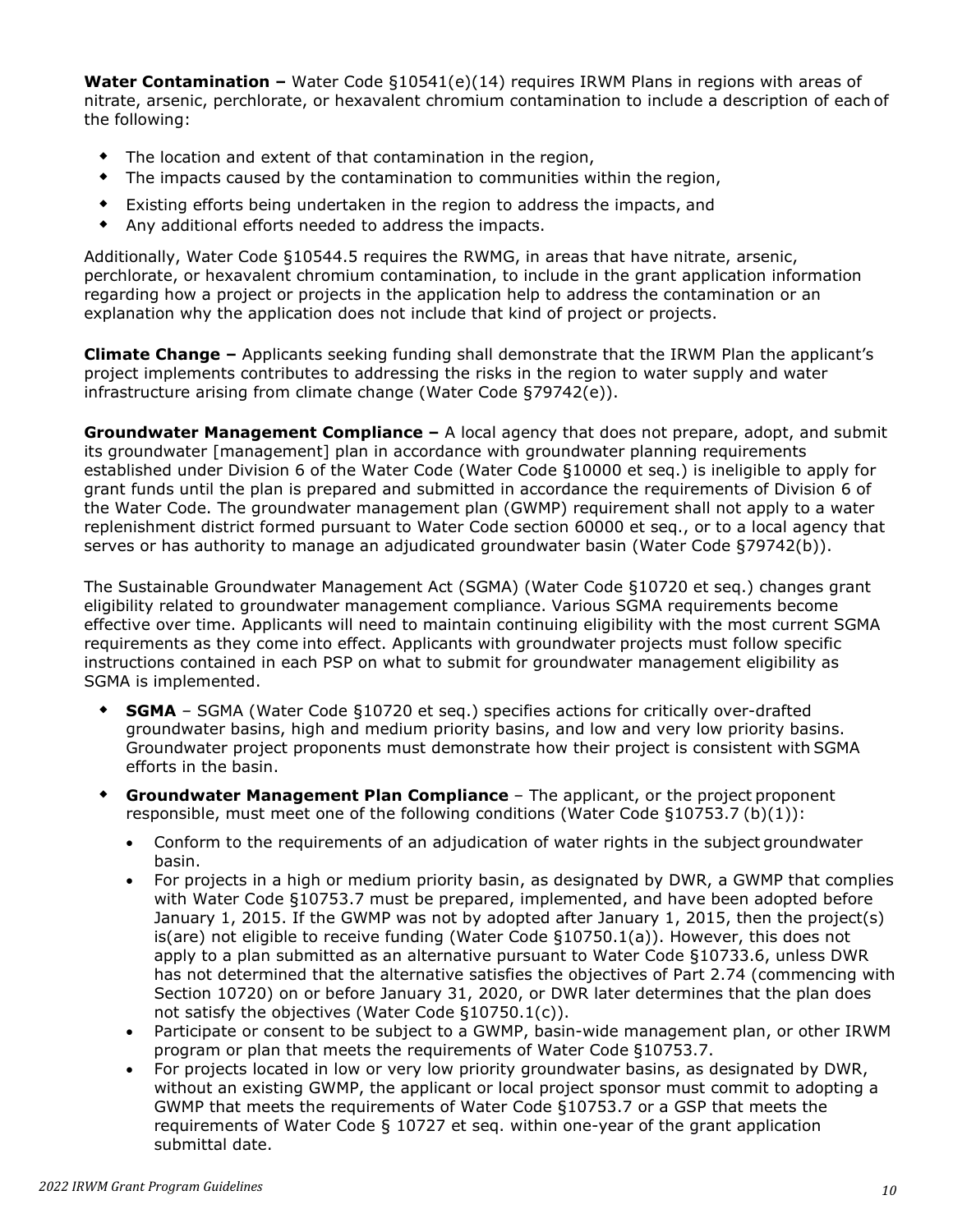**Water Contamination –** Water Code §10541(e)(14) requires IRWM Plans in regions with areas of nitrate, arsenic, perchlorate, or hexavalent chromium contamination to include a description of each of the following:

- The location and extent of that contamination in the region,
- The impacts caused by the contamination to communities within the region,
- Existing efforts being undertaken in the region to address the impacts, and
- Any additional efforts needed to address the impacts.

Additionally, Water Code §10544.5 requires the RWMG, in areas that have nitrate, arsenic, perchlorate, or hexavalent chromium contamination, to include in the grant application information regarding how a project or projects in the application help to address the contamination or an explanation why the application does not include that kind of project or projects.

**Climate Change –** Applicants seeking funding shall demonstrate that the IRWM Plan the applicant's project implements contributes to addressing the risks in the region to water supply and water infrastructure arising from climate change (Water Code §79742(e)).

**Groundwater Management Compliance –** A local agency that does not prepare, adopt, and submit its groundwater [management] plan in accordance with groundwater planning requirements established under Division 6 of the Water Code (Water Code §10000 et seq.) is ineligible to apply for grant funds until the plan is prepared and submitted in accordance the requirements of Division 6 of the Water Code. The groundwater management plan (GWMP) requirement shall not apply to a water replenishment district formed pursuant to Water Code section 60000 et seq., or to a local agency that serves or has authority to manage an adjudicated groundwater basin (Water Code §79742(b)).

The Sustainable Groundwater Management Act (SGMA) (Water Code §10720 et seq.) changes grant eligibility related to groundwater management compliance. Various SGMA requirements become effective over time. Applicants will need to maintain continuing eligibility with the most current SGMA requirements as they come into effect. Applicants with groundwater projects must follow specific instructions contained in each PSP on what to submit for groundwater management eligibility as SGMA is implemented.

- **SGMA** – SGMA (Water Code §10720 et seq.) specifies actions for critically over-drafted groundwater basins, high and medium priority basins, and low and very low priority basins. Groundwater project proponents must demonstrate how their project is consistent with SGMA efforts in the basin.
- **Groundwater Management Plan Compliance** – The applicant, or the project proponent responsible, must meet one of the following conditions (Water Code §10753.7 (b)(1)):
  - Conform to the requirements of an adjudication of water rights in the subject groundwater basin.
  - For projects in a high or medium priority basin, as designated by DWR, a GWMP that complies with Water Code §10753.7 must be prepared, implemented, and have been adopted before January 1, 2015. If the GWMP was not by adopted after January 1, 2015, then the project(s) is(are) not eligible to receive funding (Water Code §10750.1(a)). However, this does not apply to a plan submitted as an alternative pursuant to Water Code §10733.6, unless DWR has not determined that the alternative satisfies the objectives of Part 2.74 (commencing with Section 10720) on or before January 31, 2020, or DWR later determines that the plan does not satisfy the objectives (Water Code §10750.1(c)).
  - Participate or consent to be subject to a GWMP, basin-wide management plan, or other IRWM program or plan that meets the requirements of Water Code §10753.7.
  - For projects located in low or very low priority groundwater basins, as designated by DWR, without an existing GWMP, the applicant or local project sponsor must commit to adopting a GWMP that meets the requirements of Water Code §10753.7 or a GSP that meets the requirements of Water Code § 10727 et seq. within one-year of the grant application submittal date.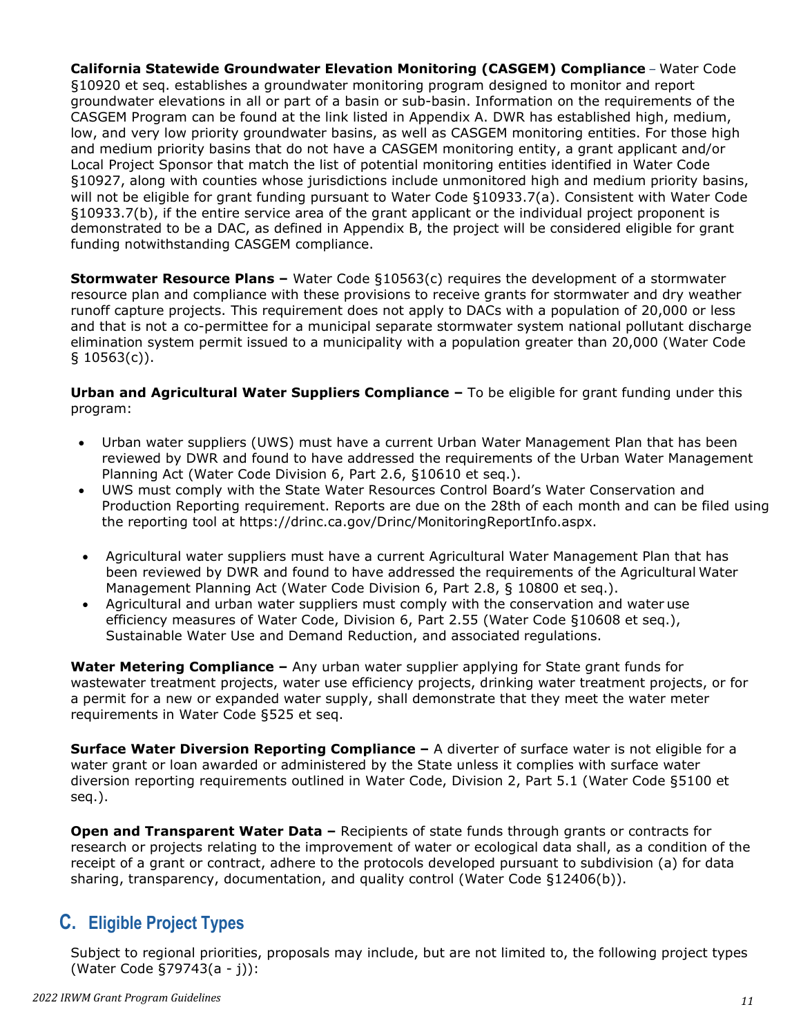**California Statewide Groundwater Elevation Monitoring (CASGEM) Compliance** – Water Code §10920 et seq. establishes a groundwater monitoring program designed to monitor and report groundwater elevations in all or part of a basin or sub-basin. Information on the requirements of the CASGEM Program can be found at the link listed in Appendix A. DWR has established high, medium, low, and very low priority groundwater basins, as well as CASGEM monitoring entities. For those high and medium priority basins that do not have a CASGEM monitoring entity, a grant applicant and/or Local Project Sponsor that match the list of potential monitoring entities identified in Water Code §10927, along with counties whose jurisdictions include unmonitored high and medium priority basins, will not be eligible for grant funding pursuant to Water Code §10933.7(a). Consistent with Water Code §10933.7(b), if the entire service area of the grant applicant or the individual project proponent is demonstrated to be a DAC, as defined in Appendix B, the project will be considered eligible for grant funding notwithstanding CASGEM compliance.

**Stormwater Resource Plans –** Water Code §10563(c) requires the development of a stormwater resource plan and compliance with these provisions to receive grants for stormwater and dry weather runoff capture projects. This requirement does not apply to DACs with a population of 20,000 or less and that is not a co-permittee for a municipal separate stormwater system national pollutant discharge elimination system permit issued to a municipality with a population greater than 20,000 (Water Code § 10563(c)).

**Urban and Agricultural Water Suppliers Compliance –** To be eligible for grant funding under this program:

- Urban water suppliers (UWS) must have a current Urban Water Management Plan that has been reviewed by DWR and found to have addressed the requirements of the Urban Water Management Planning Act (Water Code Division 6, Part 2.6, §10610 et seq.).
- UWS must comply with the State Water Resources Control Board's Water Conservation and Production Reporting requirement. Reports are due on the 28th of each month and can be filed using the reporting tool at https://drinc.ca.gov/Drinc/MonitoringReportInfo.aspx.
- Agricultural water suppliers must have a current Agricultural Water Management Plan that has been reviewed by DWR and found to have addressed the requirements of the Agricultural Water Management Planning Act (Water Code Division 6, Part 2.8, § 10800 et seq.).
- Agricultural and urban water suppliers must comply with the conservation and water use efficiency measures of Water Code, Division 6, Part 2.55 (Water Code §10608 et seq.), Sustainable Water Use and Demand Reduction, and associated regulations.

**Water Metering Compliance –** Any urban water supplier applying for State grant funds for wastewater treatment projects, water use efficiency projects, drinking water treatment projects, or for a permit for a new or expanded water supply, shall demonstrate that they meet the water meter requirements in Water Code §525 et seq.

**Surface Water Diversion Reporting Compliance –** A diverter of surface water is not eligible for a water grant or loan awarded or administered by the State unless it complies with surface water diversion reporting requirements outlined in Water Code, Division 2, Part 5.1 (Water Code §5100 et seq.).

**Open and Transparent Water Data –** Recipients of state funds through grants or contracts for research or projects relating to the improvement of water or ecological data shall, as a condition of the receipt of a grant or contract, adhere to the protocols developed pursuant to subdivision (a) for data sharing, transparency, documentation, and quality control (Water Code §12406(b)).

## C. Eligible Project Types

Subject to regional priorities, proposals may include, but are not limited to, the following project types (Water Code §79743(a - j)):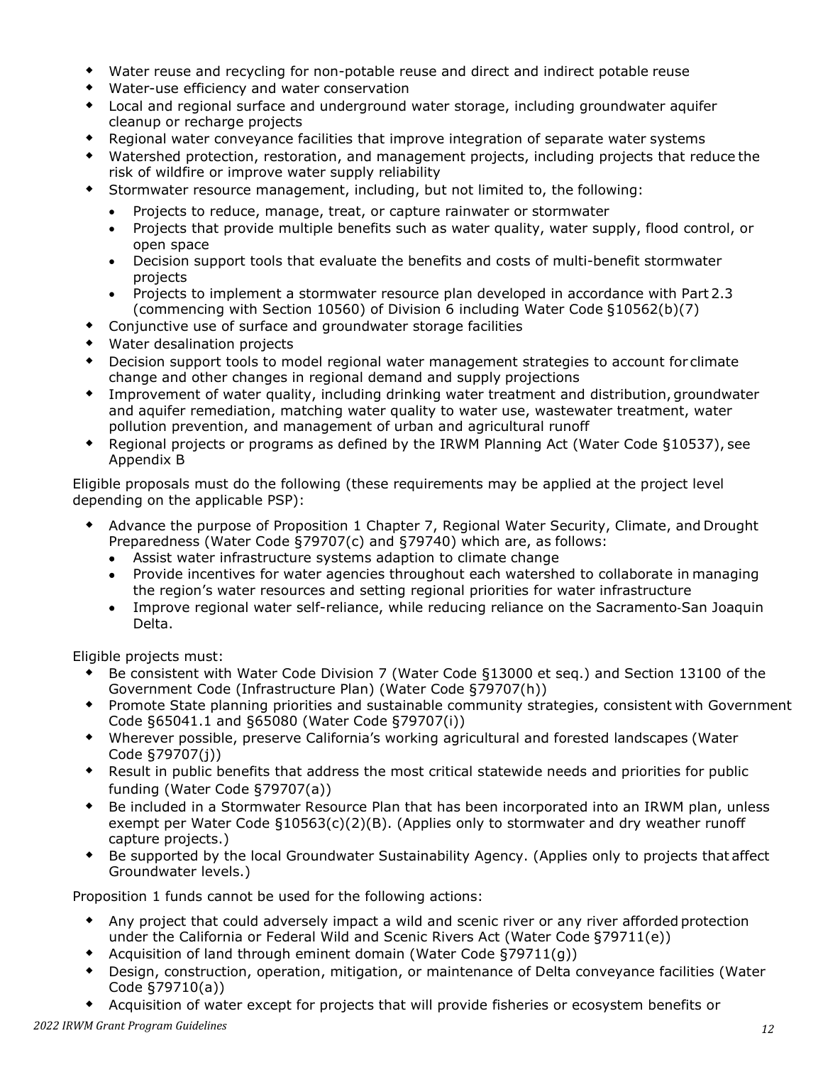- Water reuse and recycling for non-potable reuse and direct and indirect potable reuse
- Water-use efficiency and water conservation
- Local and regional surface and underground water storage, including groundwater aquifer cleanup or recharge projects
- Regional water conveyance facilities that improve integration of separate water systems
- Watershed protection, restoration, and management projects, including projects that reduce the risk of wildfire or improve water supply reliability
- Stormwater resource management, including, but not limited to, the following:
  - Projects to reduce, manage, treat, or capture rainwater or stormwater
  - Projects that provide multiple benefits such as water quality, water supply, flood control, or open space
  - Decision support tools that evaluate the benefits and costs of multi-benefit stormwater projects
  - Projects to implement a stormwater resource plan developed in accordance with Part 2.3 (commencing with Section 10560) of Division 6 including Water Code §10562(b)(7)
- Conjunctive use of surface and groundwater storage facilities
- Water desalination projects
- Decision support tools to model regional water management strategies to account for climate change and other changes in regional demand and supply projections
- Improvement of water quality, including drinking water treatment and distribution, groundwater and aquifer remediation, matching water quality to water use, wastewater treatment, water pollution prevention, and management of urban and agricultural runoff
- Regional projects or programs as defined by the IRWM Planning Act (Water Code §10537), see Appendix B

Eligible proposals must do the following (these requirements may be applied at the project level depending on the applicable PSP):

- Advance the purpose of Proposition 1 Chapter 7, Regional Water Security, Climate, and Drought Preparedness (Water Code §79707(c) and §79740) which are, as follows:
  - Assist water infrastructure systems adaption to climate change
  - Provide incentives for water agencies throughout each watershed to collaborate in managing the region's water resources and setting regional priorities for water infrastructure
  - Improve regional water self-reliance, while reducing reliance on the Sacramento-San Joaquin Delta.

Eligible projects must:

- Be consistent with Water Code Division 7 (Water Code §13000 et seq.) and Section 13100 of the Government Code (Infrastructure Plan) (Water Code §79707(h))
- Promote State planning priorities and sustainable community strategies, consistent with Government Code §65041.1 and §65080 (Water Code §79707(i))
- Wherever possible, preserve California's working agricultural and forested landscapes (Water Code §79707(j))
- Result in public benefits that address the most critical statewide needs and priorities for public funding (Water Code §79707(a))
- Be included in a Stormwater Resource Plan that has been incorporated into an IRWM plan, unless exempt per Water Code §10563(c)(2)(B). (Applies only to stormwater and dry weather runoff capture projects.)
- Be supported by the local Groundwater Sustainability Agency. (Applies only to projects that affect Groundwater levels.)

Proposition 1 funds cannot be used for the following actions:

- Any project that could adversely impact a wild and scenic river or any river afforded protection under the California or Federal Wild and Scenic Rivers Act (Water Code §79711(e))
- Acquisition of land through eminent domain (Water Code §79711(g))
- Design, construction, operation, mitigation, or maintenance of Delta conveyance facilities (Water Code §79710(a))
- Acquisition of water except for projects that will provide fisheries or ecosystem benefits or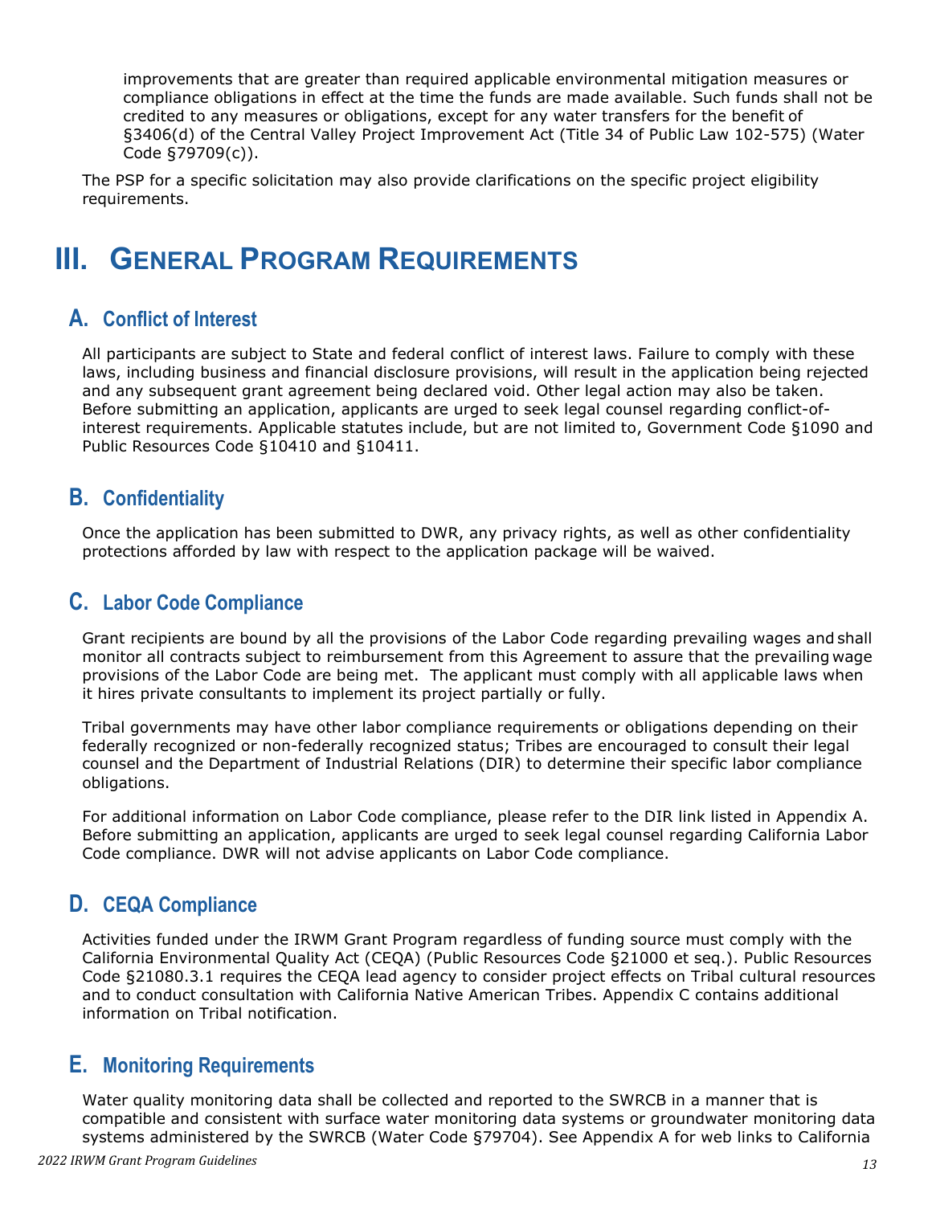improvements that are greater than required applicable environmental mitigation measures or compliance obligations in effect at the time the funds are made available. Such funds shall not be credited to any measures or obligations, except for any water transfers for the benefit of §3406(d) of the Central Valley Project Improvement Act (Title 34 of Public Law 102-575) (Water Code §79709(c)).

The PSP for a specific solicitation may also provide clarifications on the specific project eligibility requirements.

# III. General Program Requirements

## A. Conflict of Interest

All participants are subject to State and federal conflict of interest laws. Failure to comply with these laws, including business and financial disclosure provisions, will result in the application being rejected and any subsequent grant agreement being declared void. Other legal action may also be taken. Before submitting an application, applicants are urged to seek legal counsel regarding conflict-of-interest requirements. Applicable statutes include, but are not limited to, Government Code §1090 and Public Resources Code §10410 and §10411.

## B. Confidentiality

Once the application has been submitted to DWR, any privacy rights, as well as other confidentiality protections afforded by law with respect to the application package will be waived.

## C. Labor Code Compliance

Grant recipients are bound by all the provisions of the Labor Code regarding prevailing wages and shall monitor all contracts subject to reimbursement from this Agreement to assure that the prevailing wage provisions of the Labor Code are being met. The applicant must comply with all applicable laws when it hires private consultants to implement its project partially or fully.

Tribal governments may have other labor compliance requirements or obligations depending on their federally recognized or non-federally recognized status; Tribes are encouraged to consult their legal counsel and the Department of Industrial Relations (DIR) to determine their specific labor compliance obligations.

For additional information on Labor Code compliance, please refer to the DIR link listed in Appendix A. Before submitting an application, applicants are urged to seek legal counsel regarding California Labor Code compliance. DWR will not advise applicants on Labor Code compliance.

## D. CEQA Compliance

Activities funded under the IRWM Grant Program regardless of funding source must comply with the California Environmental Quality Act (CEQA) (Public Resources Code §21000 et seq.). Public Resources Code §21080.3.1 requires the CEQA lead agency to consider project effects on Tribal cultural resources and to conduct consultation with California Native American Tribes. Appendix C contains additional information on Tribal notification.

## E. Monitoring Requirements

Water quality monitoring data shall be collected and reported to the SWRCB in a manner that is compatible and consistent with surface water monitoring data systems or groundwater monitoring data systems administered by the SWRCB (Water Code §79704). See Appendix A for web links to California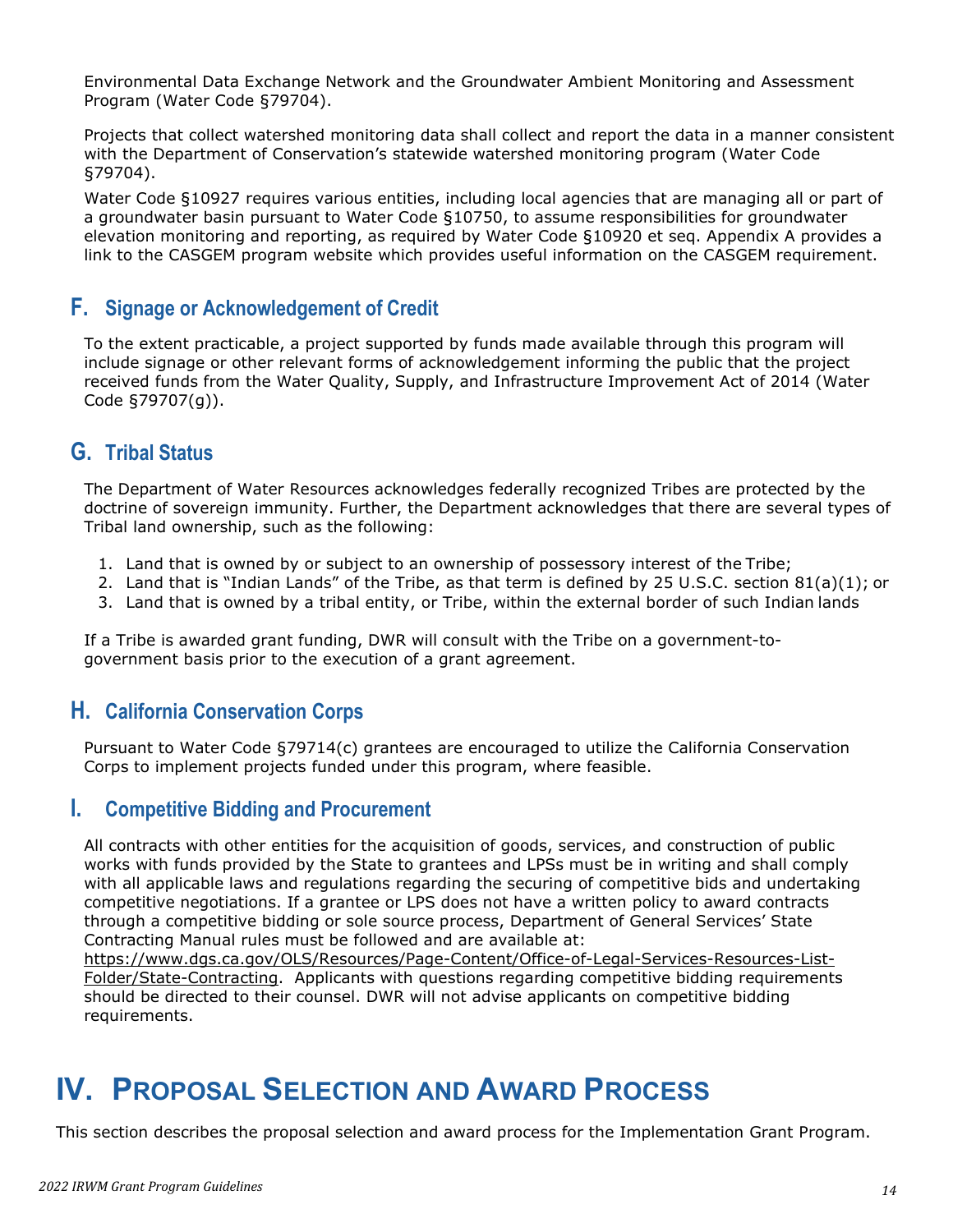Environmental Data Exchange Network and the Groundwater Ambient Monitoring and Assessment Program (Water Code §79704).

Projects that collect watershed monitoring data shall collect and report the data in a manner consistent with the Department of Conservation's statewide watershed monitoring program (Water Code §79704).

Water Code §10927 requires various entities, including local agencies that are managing all or part of a groundwater basin pursuant to Water Code §10750, to assume responsibilities for groundwater elevation monitoring and reporting, as required by Water Code §10920 et seq. Appendix A provides a link to the CASGEM program website which provides useful information on the CASGEM requirement.

## F. Signage or Acknowledgement of Credit

To the extent practicable, a project supported by funds made available through this program will include signage or other relevant forms of acknowledgement informing the public that the project received funds from the Water Quality, Supply, and Infrastructure Improvement Act of 2014 (Water Code §79707(g)).

## G. Tribal Status

The Department of Water Resources acknowledges federally recognized Tribes are protected by the doctrine of sovereign immunity. Further, the Department acknowledges that there are several types of Tribal land ownership, such as the following:

1. Land that is owned by or subject to an ownership of possessory interest of the Tribe;
2. Land that is "Indian Lands" of the Tribe, as that term is defined by 25 U.S.C. section 81(a)(1); or
3. Land that is owned by a tribal entity, or Tribe, within the external border of such Indian lands

If a Tribe is awarded grant funding, DWR will consult with the Tribe on a government-to-government basis prior to the execution of a grant agreement.

## H. California Conservation Corps

Pursuant to Water Code §79714(c) grantees are encouraged to utilize the California Conservation Corps to implement projects funded under this program, where feasible.

## I. Competitive Bidding and Procurement

All contracts with other entities for the acquisition of goods, services, and construction of public works with funds provided by the State to grantees and LPSs must be in writing and shall comply with all applicable laws and regulations regarding the securing of competitive bids and undertaking competitive negotiations. If a grantee or LPS does not have a written policy to award contracts through a competitive bidding or sole source process, Department of General Services' State Contracting Manual rules must be followed and are available at: https://www.dgs.ca.gov/OLS/Resources/Page-Content/Office-of-Legal-Services-Resources-List-Folder/State-Contracting. Applicants with questions regarding competitive bidding requirements should be directed to their counsel. DWR will not advise applicants on competitive bidding requirements.

# IV. Proposal Selection and Award Process

This section describes the proposal selection and award process for the Implementation Grant Program.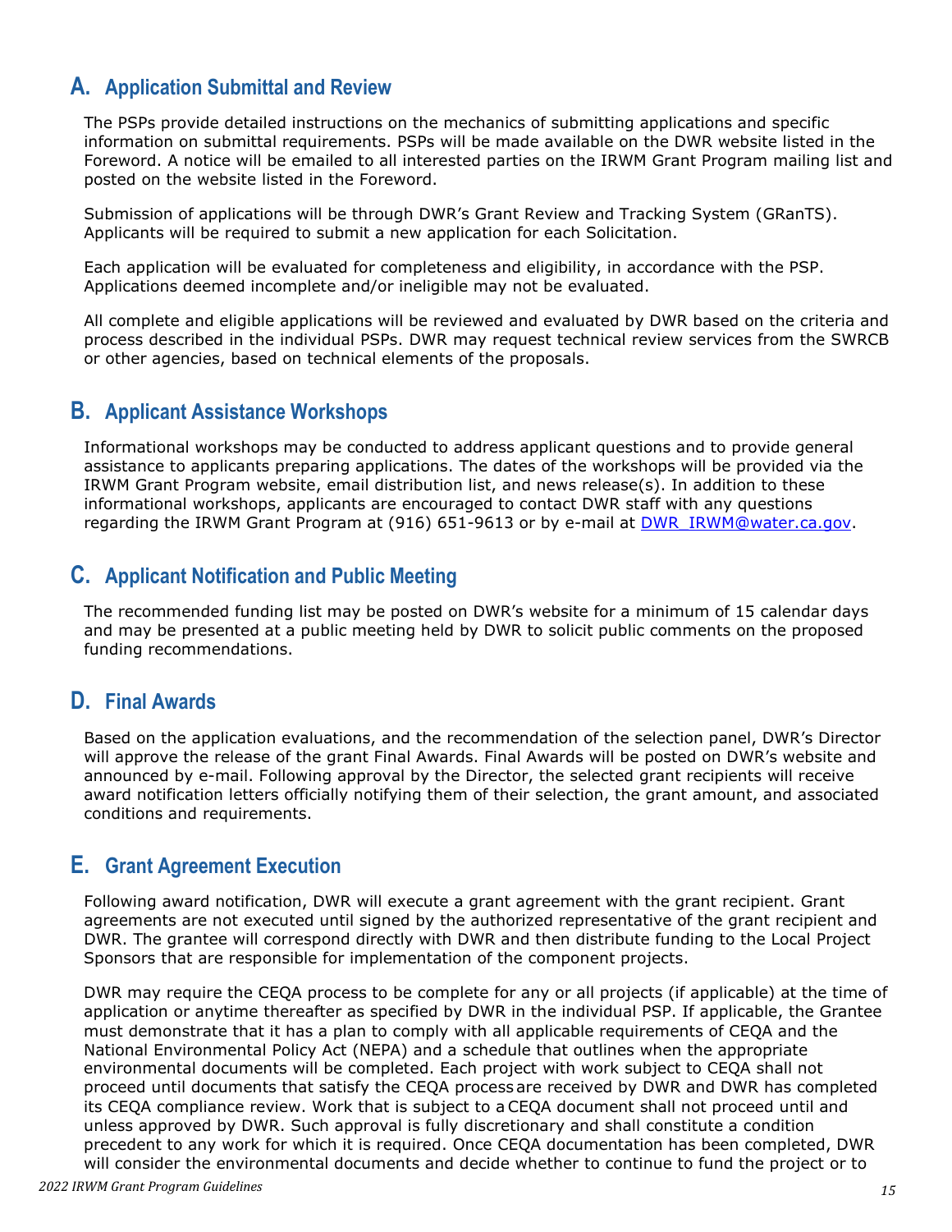## A. Application Submittal and Review

The PSPs provide detailed instructions on the mechanics of submitting applications and specific information on submittal requirements. PSPs will be made available on the DWR website listed in the Foreword. A notice will be emailed to all interested parties on the IRWM Grant Program mailing list and posted on the website listed in the Foreword.

Submission of applications will be through DWR's Grant Review and Tracking System (GRanTS). Applicants will be required to submit a new application for each Solicitation.

Each application will be evaluated for completeness and eligibility, in accordance with the PSP. Applications deemed incomplete and/or ineligible may not be evaluated.

All complete and eligible applications will be reviewed and evaluated by DWR based on the criteria and process described in the individual PSPs. DWR may request technical review services from the SWRCB or other agencies, based on technical elements of the proposals.

## B. Applicant Assistance Workshops

Informational workshops may be conducted to address applicant questions and to provide general assistance to applicants preparing applications. The dates of the workshops will be provided via the IRWM Grant Program website, email distribution list, and news release(s). In addition to these informational workshops, applicants are encouraged to contact DWR staff with any questions regarding the IRWM Grant Program at (916) 651-9613 or by e-mail at DWR_IRWM@water.ca.gov.

## C. Applicant Notification and Public Meeting

The recommended funding list may be posted on DWR's website for a minimum of 15 calendar days and may be presented at a public meeting held by DWR to solicit public comments on the proposed funding recommendations.

## D. Final Awards

Based on the application evaluations, and the recommendation of the selection panel, DWR's Director will approve the release of the grant Final Awards. Final Awards will be posted on DWR's website and announced by e-mail. Following approval by the Director, the selected grant recipients will receive award notification letters officially notifying them of their selection, the grant amount, and associated conditions and requirements.

## E. Grant Agreement Execution

Following award notification, DWR will execute a grant agreement with the grant recipient. Grant agreements are not executed until signed by the authorized representative of the grant recipient and DWR. The grantee will correspond directly with DWR and then distribute funding to the Local Project Sponsors that are responsible for implementation of the component projects.

DWR may require the CEQA process to be complete for any or all projects (if applicable) at the time of application or anytime thereafter as specified by DWR in the individual PSP. If applicable, the Grantee must demonstrate that it has a plan to comply with all applicable requirements of CEQA and the National Environmental Policy Act (NEPA) and a schedule that outlines when the appropriate environmental documents will be completed. Each project with work subject to CEQA shall not proceed until documents that satisfy the CEQA process are received by DWR and DWR has completed its CEQA compliance review. Work that is subject to a CEQA document shall not proceed until and unless approved by DWR. Such approval is fully discretionary and shall constitute a condition precedent to any work for which it is required. Once CEQA documentation has been completed, DWR will consider the environmental documents and decide whether to continue to fund the project or to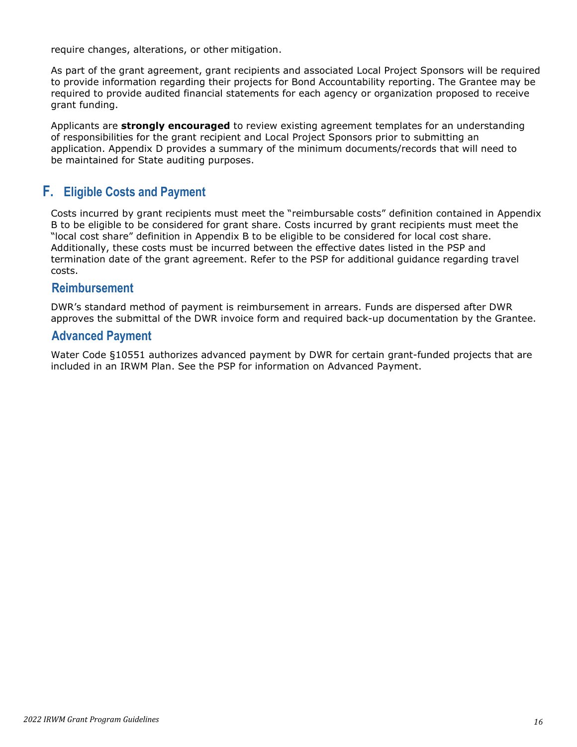require changes, alterations, or other mitigation.

As part of the grant agreement, grant recipients and associated Local Project Sponsors will be required to provide information regarding their projects for Bond Accountability reporting. The Grantee may be required to provide audited financial statements for each agency or organization proposed to receive grant funding.

Applicants are **strongly encouraged** to review existing agreement templates for an understanding of responsibilities for the grant recipient and Local Project Sponsors prior to submitting an application. Appendix D provides a summary of the minimum documents/records that will need to be maintained for State auditing purposes.

## F. Eligible Costs and Payment

Costs incurred by grant recipients must meet the "reimbursable costs" definition contained in Appendix B to be eligible to be considered for grant share. Costs incurred by grant recipients must meet the "local cost share" definition in Appendix B to be eligible to be considered for local cost share. Additionally, these costs must be incurred between the effective dates listed in the PSP and termination date of the grant agreement. Refer to the PSP for additional guidance regarding travel costs.

### Reimbursement

DWR's standard method of payment is reimbursement in arrears. Funds are dispersed after DWR approves the submittal of the DWR invoice form and required back-up documentation by the Grantee.

### Advanced Payment

Water Code §10551 authorizes advanced payment by DWR for certain grant-funded projects that are included in an IRWM Plan. See the PSP for information on Advanced Payment.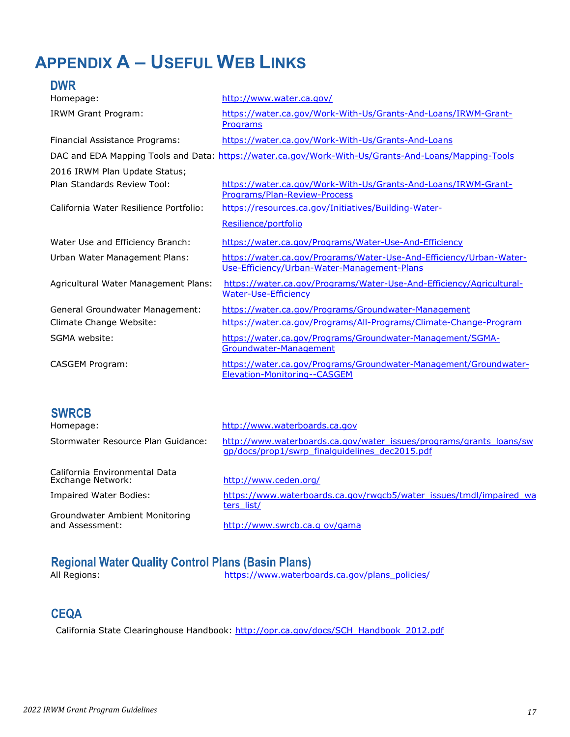# Appendix A – Useful Web Links

## DWR

Homepage: http://www.water.ca.gov/

IRWM Grant Program: https://water.ca.gov/Work-With-Us/Grants-And-Loans/IRWM-Grant-Programs

Financial Assistance Programs: https://water.ca.gov/Work-With-Us/Grants-And-Loans

DAC and EDA Mapping Tools and Data: https://water.ca.gov/Work-With-Us/Grants-And-Loans/Mapping-Tools

2016 IRWM Plan Update Status; Plan Standards Review Tool: https://water.ca.gov/Work-With-Us/Grants-And-Loans/IRWM-Grant-Programs/Plan-Review-Process

California Water Resilience Portfolio: https://resources.ca.gov/Initiatives/Building-Water-Resilience/portfolio

Water Use and Efficiency Branch: https://water.ca.gov/Programs/Water-Use-And-Efficiency

Urban Water Management Plans: https://water.ca.gov/Programs/Water-Use-And-Efficiency/Urban-Water-Use-Efficiency/Urban-Water-Management-Plans

Agricultural Water Management Plans: https://water.ca.gov/Programs/Water-Use-And-Efficiency/Agricultural-Water-Use-Efficiency

General Groundwater Management: https://water.ca.gov/Programs/Groundwater-Management

Climate Change Website: https://water.ca.gov/Programs/All-Programs/Climate-Change-Program

SGMA website: https://water.ca.gov/Programs/Groundwater-Management/SGMA-Groundwater-Management

CASGEM Program: https://water.ca.gov/Programs/Groundwater-Management/Groundwater-Elevation-Monitoring--CASGEM

## SWRCB

Homepage: http://www.waterboards.ca.gov

Stormwater Resource Plan Guidance: http://www.waterboards.ca.gov/water_issues/programs/grants_loans/swgp/docs/prop1/swrp_finalguidelines_dec2015.pdf

California Environmental Data Exchange Network: http://www.ceden.org/

Impaired Water Bodies: https://www.waterboards.ca.gov/rwqcb5/water_issues/tmdl/impaired_waters_list/

Groundwater Ambient Monitoring and Assessment: http://www.swrcb.ca.g ov/gama

## Regional Water Quality Control Plans (Basin Plans)

All Regions: https://www.waterboards.ca.gov/plans_policies/

## CEQA

California State Clearinghouse Handbook: http://opr.ca.gov/docs/SCH_Handbook_2012.pdf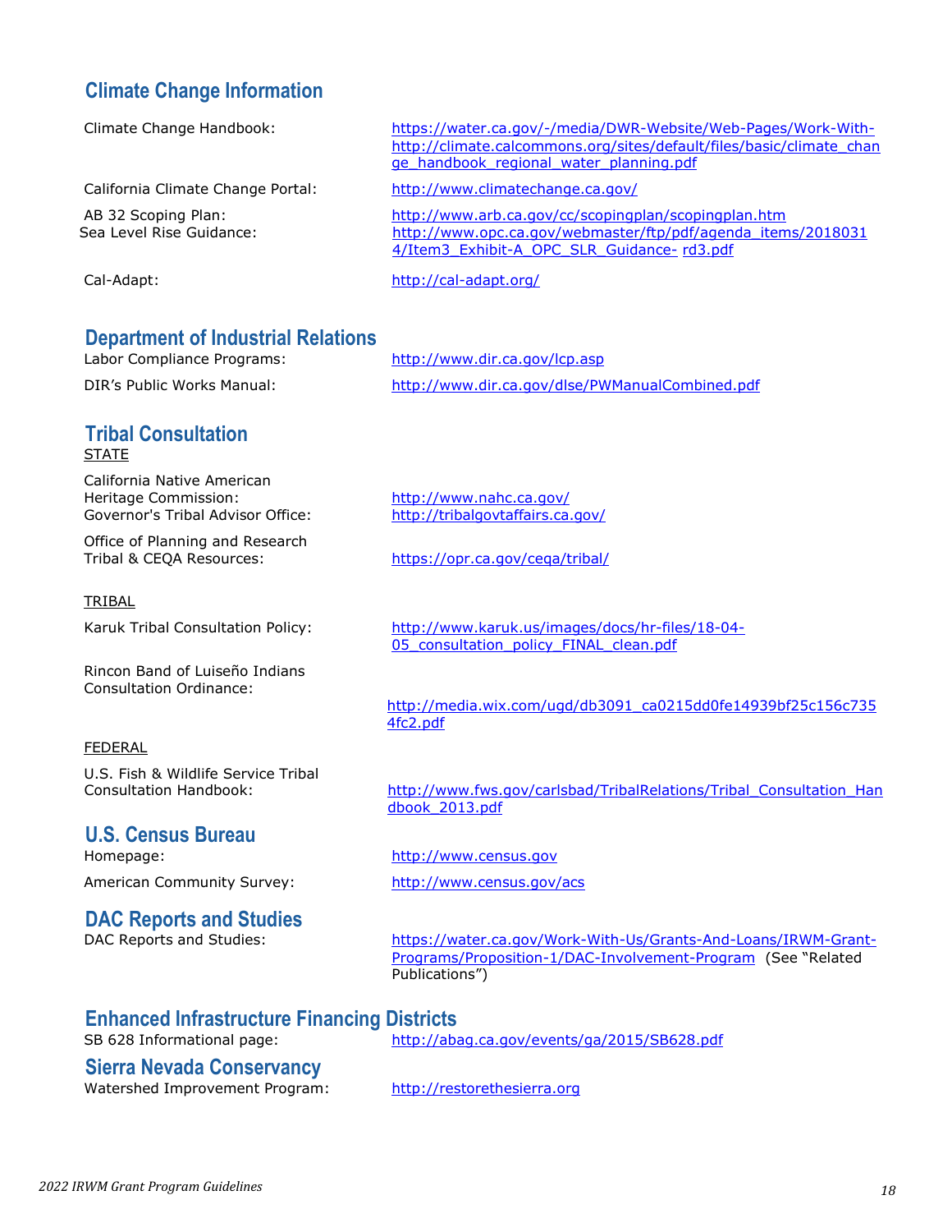## Climate Change Information

Climate Change Handbook: https://water.ca.gov/-/media/DWR-Website/Web-Pages/Work-With-http://climate.calcommons.org/sites/default/files/basic/climate_change_handbook_regional_water_planning.pdf

California Climate Change Portal: http://www.climatechange.ca.gov/

AB 32 Scoping Plan: http://www.arb.ca.gov/cc/scopingplan/scopingplan.htm

Sea Level Rise Guidance: http://www.opc.ca.gov/webmaster/ftp/pdf/agenda_items/20180314/Item3_Exhibit-A_OPC_SLR_Guidance-rd3.pdf

Cal-Adapt: http://cal-adapt.org/

## Department of Industrial Relations

Labor Compliance Programs: http://www.dir.ca.gov/lcp.asp

DIR's Public Works Manual: http://www.dir.ca.gov/dlse/PWManualCombined.pdf

## Tribal Consultation

STATE

California Native American Heritage Commission: http://www.nahc.ca.gov/

Governor's Tribal Advisor Office: http://tribalgovtaffairs.ca.gov/

Office of Planning and Research Tribal & CEQA Resources: https://opr.ca.gov/ceqa/tribal/

TRIBAL

Karuk Tribal Consultation Policy: http://www.karuk.us/images/docs/hr-files/18-04-05_consultation_policy_FINAL_clean.pdf

Rincon Band of Luiseño Indians Consultation Ordinance: http://media.wix.com/ugd/db3091_ca0215dd0fe14939bf25c156c7354fc2.pdf

FEDERAL

U.S. Fish & Wildlife Service Tribal Consultation Handbook: http://www.fws.gov/carlsbad/TribalRelations/Tribal_Consultation_Handbook_2013.pdf

## U.S. Census Bureau

Homepage: http://www.census.gov

American Community Survey: http://www.census.gov/acs

## DAC Reports and Studies

DAC Reports and Studies: https://water.ca.gov/Work-With-Us/Grants-And-Loans/IRWM-Grant-Programs/Proposition-1/DAC-Involvement-Program (See "Related Publications")

## Enhanced Infrastructure Financing Districts

SB 628 Informational page: http://abag.ca.gov/events/ga/2015/SB628.pdf

## Sierra Nevada Conservancy

Watershed Improvement Program: http://restorethesierra.org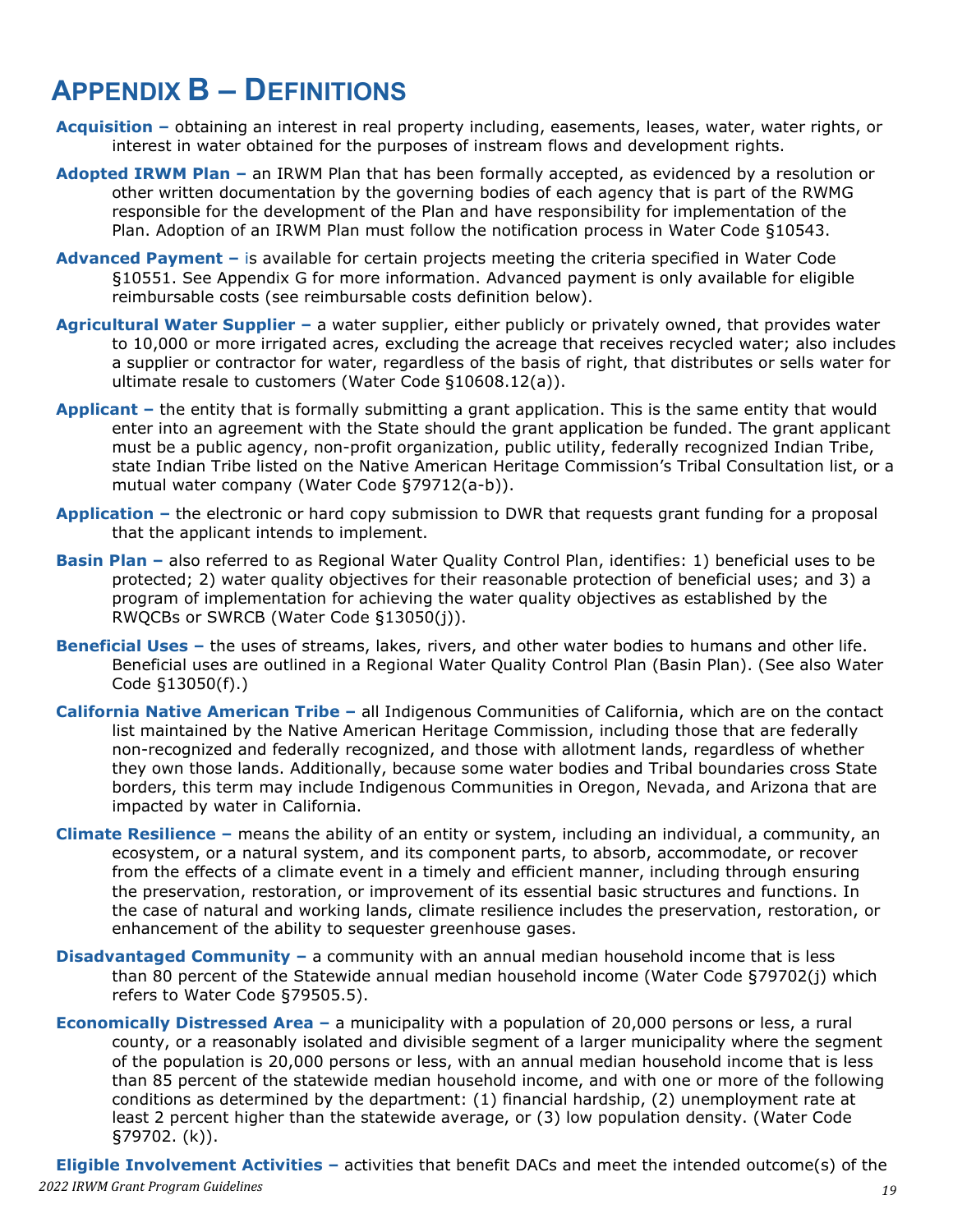# APPENDIX B – DEFINITIONS

**Acquisition –** obtaining an interest in real property including, easements, leases, water, water rights, or interest in water obtained for the purposes of instream flows and development rights.

**Adopted IRWM Plan –** an IRWM Plan that has been formally accepted, as evidenced by a resolution or other written documentation by the governing bodies of each agency that is part of the RWMG responsible for the development of the Plan and have responsibility for implementation of the Plan. Adoption of an IRWM Plan must follow the notification process in Water Code §10543.

**Advanced Payment –** is available for certain projects meeting the criteria specified in Water Code §10551. See Appendix G for more information. Advanced payment is only available for eligible reimbursable costs (see reimbursable costs definition below).

**Agricultural Water Supplier –** a water supplier, either publicly or privately owned, that provides water to 10,000 or more irrigated acres, excluding the acreage that receives recycled water; also includes a supplier or contractor for water, regardless of the basis of right, that distributes or sells water for ultimate resale to customers (Water Code §10608.12(a)).

**Applicant –** the entity that is formally submitting a grant application. This is the same entity that would enter into an agreement with the State should the grant application be funded. The grant applicant must be a public agency, non-profit organization, public utility, federally recognized Indian Tribe, state Indian Tribe listed on the Native American Heritage Commission's Tribal Consultation list, or a mutual water company (Water Code §79712(a-b)).

**Application –** the electronic or hard copy submission to DWR that requests grant funding for a proposal that the applicant intends to implement.

**Basin Plan –** also referred to as Regional Water Quality Control Plan, identifies: 1) beneficial uses to be protected; 2) water quality objectives for their reasonable protection of beneficial uses; and 3) a program of implementation for achieving the water quality objectives as established by the RWQCBs or SWRCB (Water Code §13050(j)).

**Beneficial Uses –** the uses of streams, lakes, rivers, and other water bodies to humans and other life. Beneficial uses are outlined in a Regional Water Quality Control Plan (Basin Plan). (See also Water Code §13050(f).)

**California Native American Tribe –** all Indigenous Communities of California, which are on the contact list maintained by the Native American Heritage Commission, including those that are federally non-recognized and federally recognized, and those with allotment lands, regardless of whether they own those lands. Additionally, because some water bodies and Tribal boundaries cross State borders, this term may include Indigenous Communities in Oregon, Nevada, and Arizona that are impacted by water in California.

**Climate Resilience –** means the ability of an entity or system, including an individual, a community, an ecosystem, or a natural system, and its component parts, to absorb, accommodate, or recover from the effects of a climate event in a timely and efficient manner, including through ensuring the preservation, restoration, or improvement of its essential basic structures and functions. In the case of natural and working lands, climate resilience includes the preservation, restoration, or enhancement of the ability to sequester greenhouse gases.

**Disadvantaged Community –** a community with an annual median household income that is less than 80 percent of the Statewide annual median household income (Water Code §79702(j) which refers to Water Code §79505.5).

**Economically Distressed Area –** a municipality with a population of 20,000 persons or less, a rural county, or a reasonably isolated and divisible segment of a larger municipality where the segment of the population is 20,000 persons or less, with an annual median household income that is less than 85 percent of the statewide median household income, and with one or more of the following conditions as determined by the department: (1) financial hardship, (2) unemployment rate at least 2 percent higher than the statewide average, or (3) low population density. (Water Code §79702. (k)).

**Eligible Involvement Activities –** activities that benefit DACs and meet the intended outcome(s) of the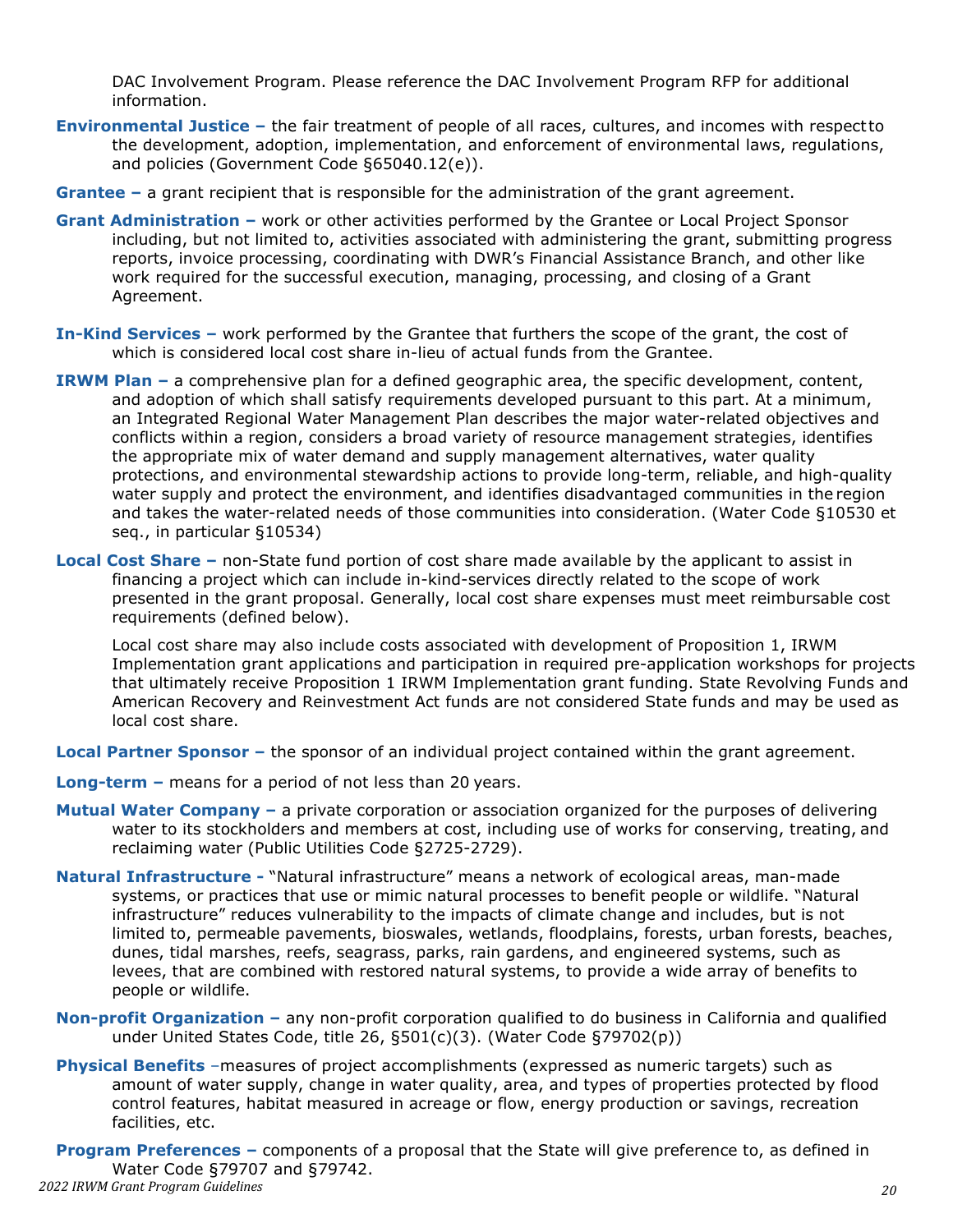DAC Involvement Program. Please reference the DAC Involvement Program RFP for additional information.

**Environmental Justice –** the fair treatment of people of all races, cultures, and incomes with respect to the development, adoption, implementation, and enforcement of environmental laws, regulations, and policies (Government Code §65040.12(e)).

**Grantee –** a grant recipient that is responsible for the administration of the grant agreement.

**Grant Administration –** work or other activities performed by the Grantee or Local Project Sponsor including, but not limited to, activities associated with administering the grant, submitting progress reports, invoice processing, coordinating with DWR's Financial Assistance Branch, and other like work required for the successful execution, managing, processing, and closing of a Grant Agreement.

**In-Kind Services –** work performed by the Grantee that furthers the scope of the grant, the cost of which is considered local cost share in-lieu of actual funds from the Grantee.

**IRWM Plan –** a comprehensive plan for a defined geographic area, the specific development, content, and adoption of which shall satisfy requirements developed pursuant to this part. At a minimum, an Integrated Regional Water Management Plan describes the major water-related objectives and conflicts within a region, considers a broad variety of resource management strategies, identifies the appropriate mix of water demand and supply management alternatives, water quality protections, and environmental stewardship actions to provide long-term, reliable, and high-quality water supply and protect the environment, and identifies disadvantaged communities in the region and takes the water-related needs of those communities into consideration. (Water Code §10530 et seq., in particular §10534)

**Local Cost Share –** non-State fund portion of cost share made available by the applicant to assist in financing a project which can include in-kind-services directly related to the scope of work presented in the grant proposal. Generally, local cost share expenses must meet reimbursable cost requirements (defined below).

Local cost share may also include costs associated with development of Proposition 1, IRWM Implementation grant applications and participation in required pre-application workshops for projects that ultimately receive Proposition 1 IRWM Implementation grant funding. State Revolving Funds and American Recovery and Reinvestment Act funds are not considered State funds and may be used as local cost share.

**Local Partner Sponsor –** the sponsor of an individual project contained within the grant agreement.

**Long-term –** means for a period of not less than 20 years.

**Mutual Water Company –** a private corporation or association organized for the purposes of delivering water to its stockholders and members at cost, including use of works for conserving, treating, and reclaiming water (Public Utilities Code §2725-2729).

**Natural Infrastructure -** "Natural infrastructure" means a network of ecological areas, man-made systems, or practices that use or mimic natural processes to benefit people or wildlife. "Natural infrastructure" reduces vulnerability to the impacts of climate change and includes, but is not limited to, permeable pavements, bioswales, wetlands, floodplains, forests, urban forests, beaches, dunes, tidal marshes, reefs, seagrass, parks, rain gardens, and engineered systems, such as levees, that are combined with restored natural systems, to provide a wide array of benefits to people or wildlife.

**Non-profit Organization –** any non-profit corporation qualified to do business in California and qualified under United States Code, title 26, §501(c)(3). (Water Code §79702(p))

**Physical Benefits** –measures of project accomplishments (expressed as numeric targets) such as amount of water supply, change in water quality, area, and types of properties protected by flood control features, habitat measured in acreage or flow, energy production or savings, recreation facilities, etc.

**Program Preferences –** components of a proposal that the State will give preference to, as defined in Water Code §79707 and §79742.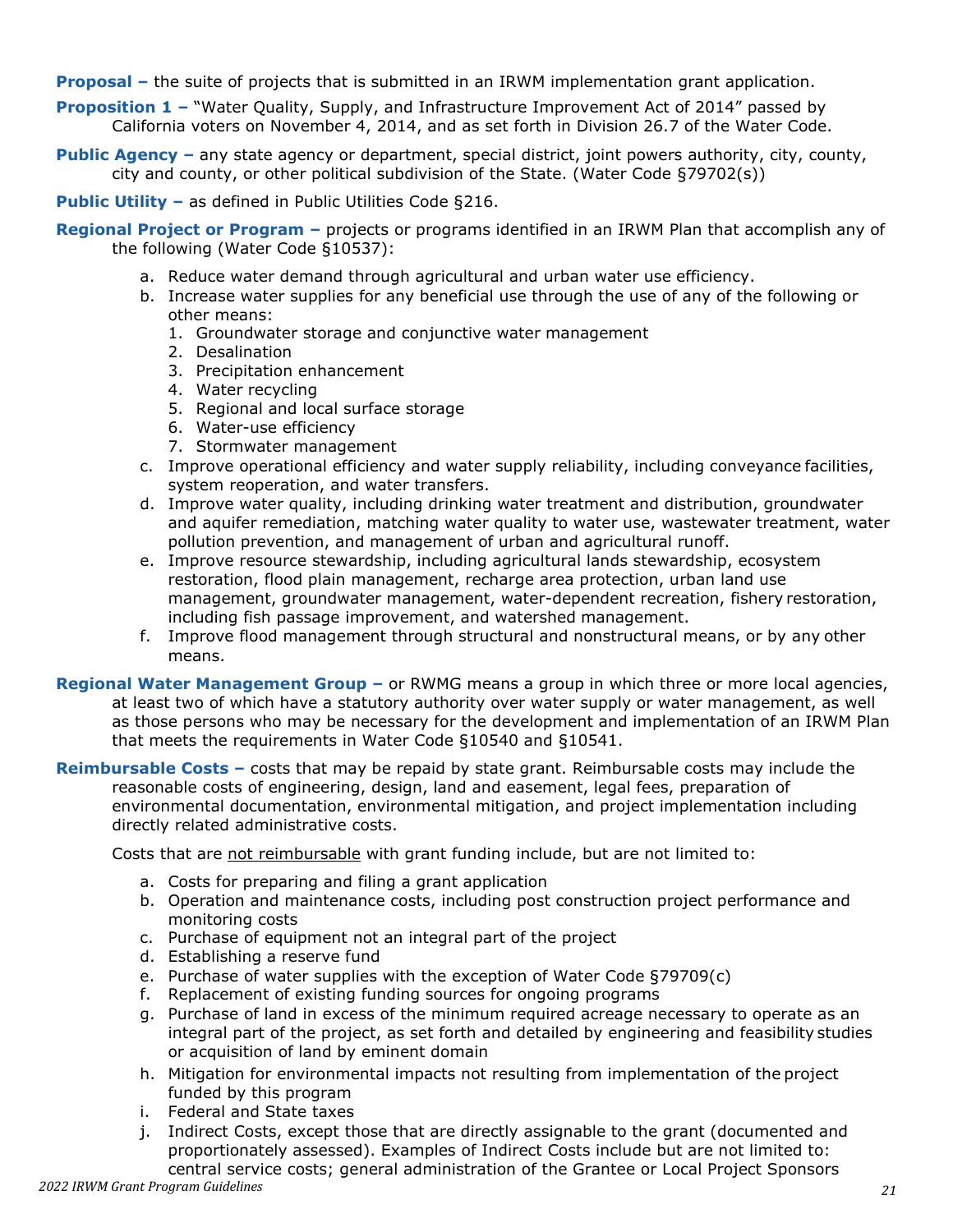**Proposal –** the suite of projects that is submitted in an IRWM implementation grant application.

**Proposition 1 –** "Water Quality, Supply, and Infrastructure Improvement Act of 2014" passed by California voters on November 4, 2014, and as set forth in Division 26.7 of the Water Code.

**Public Agency –** any state agency or department, special district, joint powers authority, city, county, city and county, or other political subdivision of the State. (Water Code §79702(s))

**Public Utility –** as defined in Public Utilities Code §216.

**Regional Project or Program –** projects or programs identified in an IRWM Plan that accomplish any of the following (Water Code §10537):

a. Reduce water demand through agricultural and urban water use efficiency.
b. Increase water supplies for any beneficial use through the use of any of the following or other means:
   1. Groundwater storage and conjunctive water management
   2. Desalination
   3. Precipitation enhancement
   4. Water recycling
   5. Regional and local surface storage
   6. Water-use efficiency
   7. Stormwater management
c. Improve operational efficiency and water supply reliability, including conveyance facilities, system reoperation, and water transfers.
d. Improve water quality, including drinking water treatment and distribution, groundwater and aquifer remediation, matching water quality to water use, wastewater treatment, water pollution prevention, and management of urban and agricultural runoff.
e. Improve resource stewardship, including agricultural lands stewardship, ecosystem restoration, flood plain management, recharge area protection, urban land use management, groundwater management, water-dependent recreation, fishery restoration, including fish passage improvement, and watershed management.
f. Improve flood management through structural and nonstructural means, or by any other means.

**Regional Water Management Group –** or RWMG means a group in which three or more local agencies, at least two of which have a statutory authority over water supply or water management, as well as those persons who may be necessary for the development and implementation of an IRWM Plan that meets the requirements in Water Code §10540 and §10541.

**Reimbursable Costs –** costs that may be repaid by state grant. Reimbursable costs may include the reasonable costs of engineering, design, land and easement, legal fees, preparation of environmental documentation, environmental mitigation, and project implementation including directly related administrative costs.

Costs that are <u>not reimbursable</u> with grant funding include, but are not limited to:

a. Costs for preparing and filing a grant application
b. Operation and maintenance costs, including post construction project performance and monitoring costs
c. Purchase of equipment not an integral part of the project
d. Establishing a reserve fund
e. Purchase of water supplies with the exception of Water Code §79709(c)
f. Replacement of existing funding sources for ongoing programs
g. Purchase of land in excess of the minimum required acreage necessary to operate as an integral part of the project, as set forth and detailed by engineering and feasibility studies or acquisition of land by eminent domain
h. Mitigation for environmental impacts not resulting from implementation of the project funded by this program
i. Federal and State taxes
j. Indirect Costs, except those that are directly assignable to the grant (documented and proportionately assessed). Examples of Indirect Costs include but are not limited to: central service costs; general administration of the Grantee or Local Project Sponsors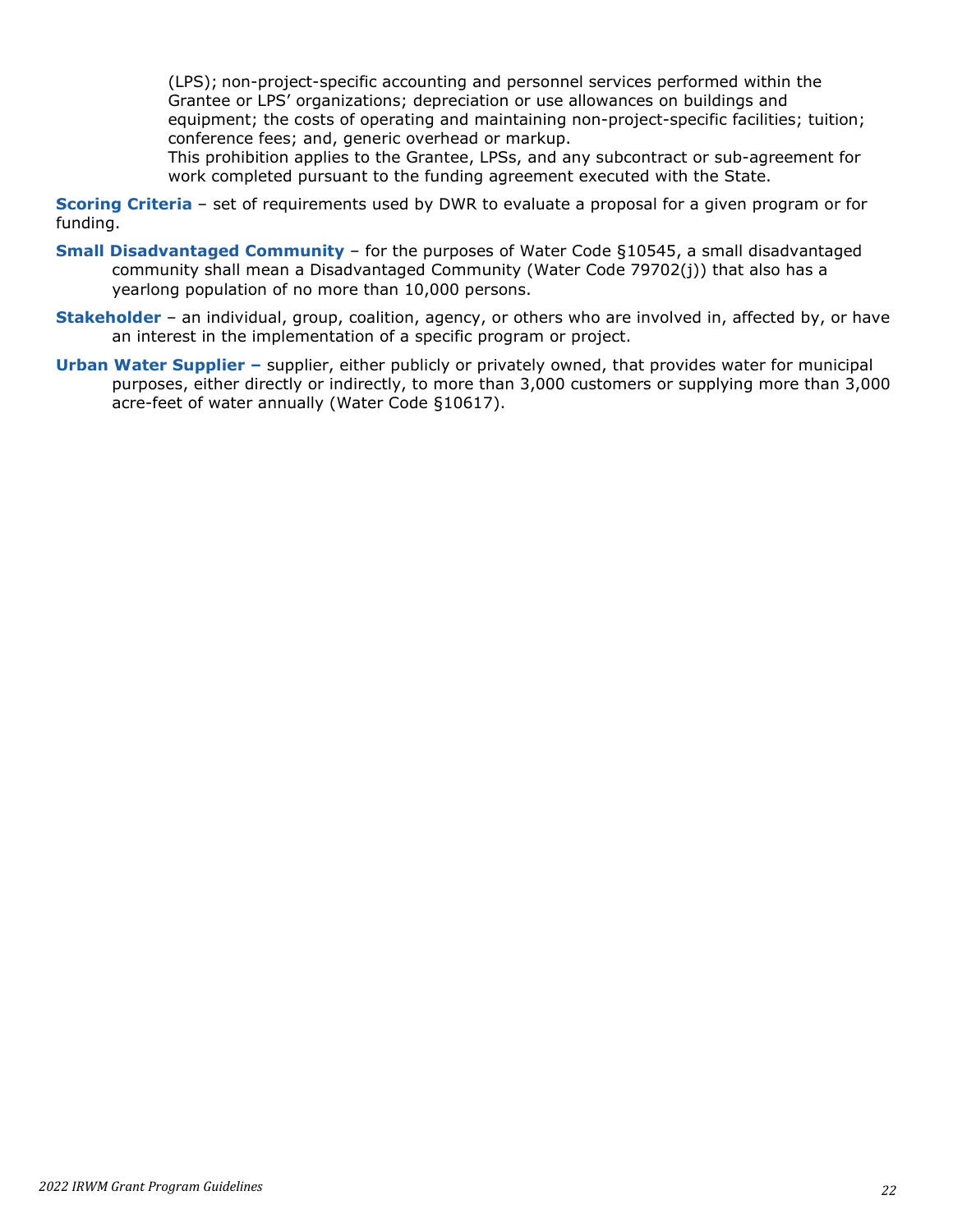(LPS); non-project-specific accounting and personnel services performed within the Grantee or LPS' organizations; depreciation or use allowances on buildings and equipment; the costs of operating and maintaining non-project-specific facilities; tuition; conference fees; and, generic overhead or markup.
This prohibition applies to the Grantee, LPSs, and any subcontract or sub-agreement for work completed pursuant to the funding agreement executed with the State.

**Scoring Criteria** – set of requirements used by DWR to evaluate a proposal for a given program or for funding.

**Small Disadvantaged Community** – for the purposes of Water Code §10545, a small disadvantaged community shall mean a Disadvantaged Community (Water Code 79702(j)) that also has a yearlong population of no more than 10,000 persons.

**Stakeholder** – an individual, group, coalition, agency, or others who are involved in, affected by, or have an interest in the implementation of a specific program or project.

**Urban Water Supplier –** supplier, either publicly or privately owned, that provides water for municipal purposes, either directly or indirectly, to more than 3,000 customers or supplying more than 3,000 acre-feet of water annually (Water Code §10617).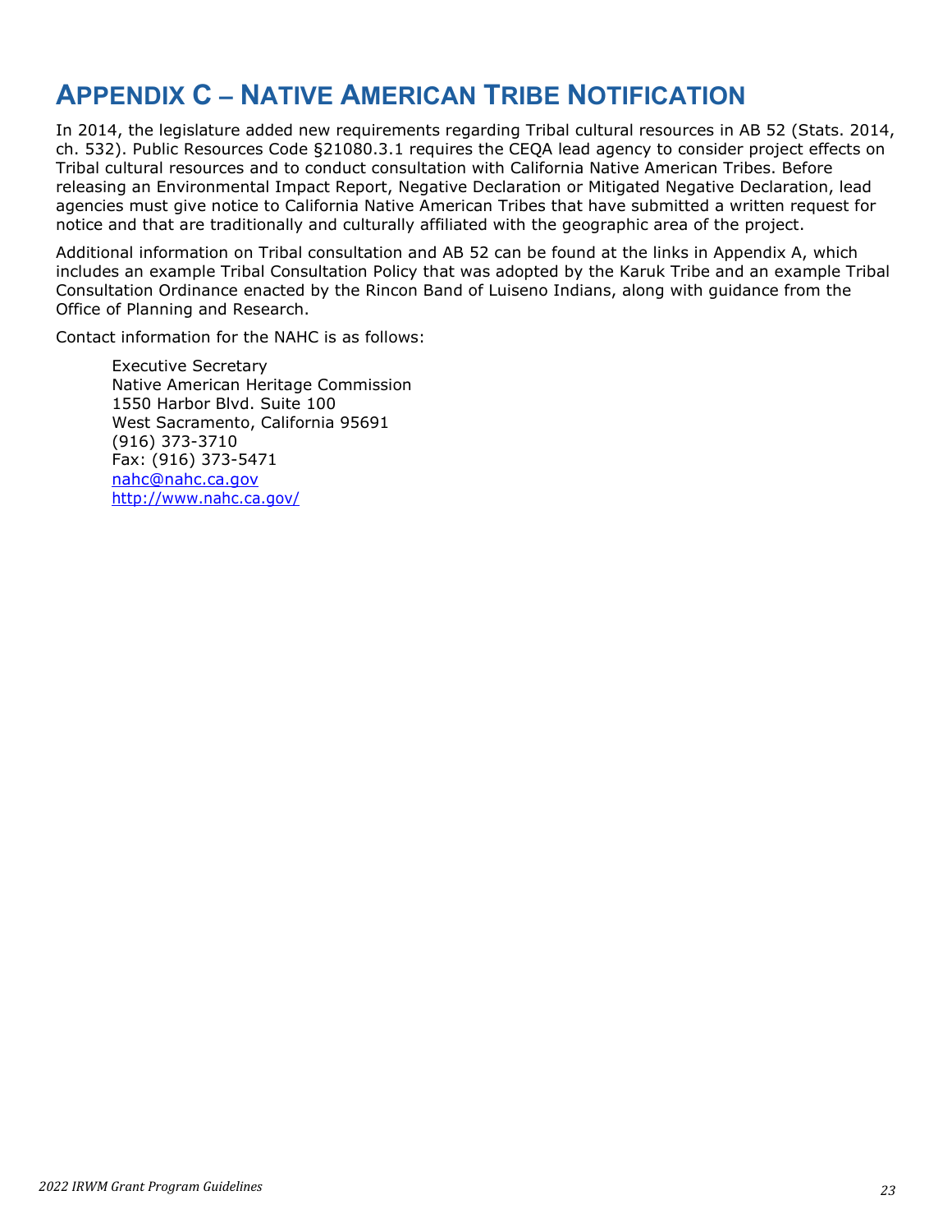# Appendix C – Native American Tribe Notification

In 2014, the legislature added new requirements regarding Tribal cultural resources in AB 52 (Stats. 2014, ch. 532). Public Resources Code §21080.3.1 requires the CEQA lead agency to consider project effects on Tribal cultural resources and to conduct consultation with California Native American Tribes. Before releasing an Environmental Impact Report, Negative Declaration or Mitigated Negative Declaration, lead agencies must give notice to California Native American Tribes that have submitted a written request for notice and that are traditionally and culturally affiliated with the geographic area of the project.

Additional information on Tribal consultation and AB 52 can be found at the links in Appendix A, which includes an example Tribal Consultation Policy that was adopted by the Karuk Tribe and an example Tribal Consultation Ordinance enacted by the Rincon Band of Luiseno Indians, along with guidance from the Office of Planning and Research.

Contact information for the NAHC is as follows:

> Executive Secretary  
> Native American Heritage Commission  
> 1550 Harbor Blvd. Suite 100  
> West Sacramento, California 95691  
> (916) 373-3710  
> Fax: (916) 373-5471  
> [nahc@nahc.ca.gov](mailto:nahc@nahc.ca.gov)  
> [http://www.nahc.ca.gov/](http://www.nahc.ca.gov/)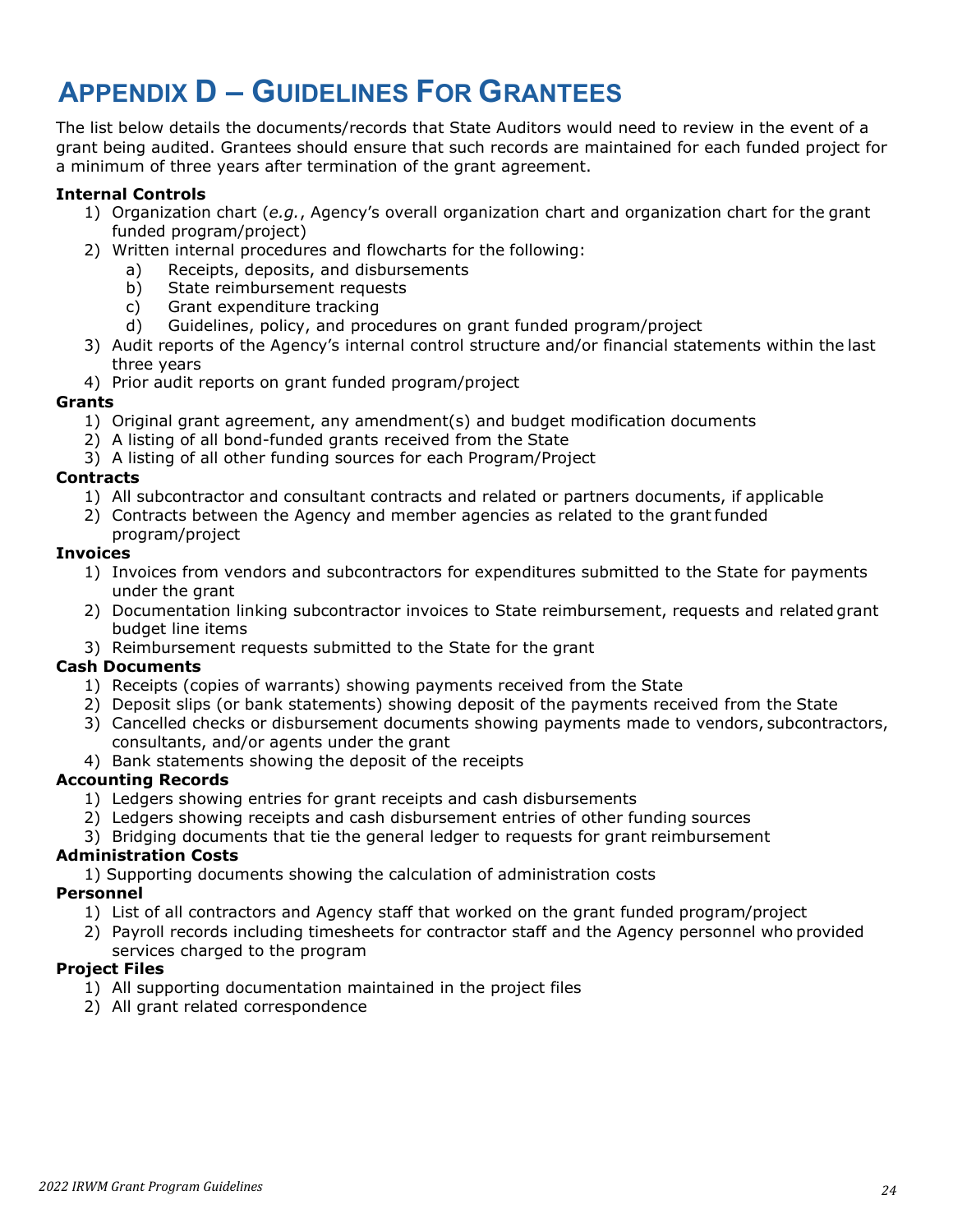# Appendix D – Guidelines For Grantees

The list below details the documents/records that State Auditors would need to review in the event of a grant being audited. Grantees should ensure that such records are maintained for each funded project for a minimum of three years after termination of the grant agreement.

**Internal Controls**

1) Organization chart (*e.g.*, Agency's overall organization chart and organization chart for the grant funded program/project)
2) Written internal procedures and flowcharts for the following:
   a) Receipts, deposits, and disbursements
   b) State reimbursement requests
   c) Grant expenditure tracking
   d) Guidelines, policy, and procedures on grant funded program/project
3) Audit reports of the Agency's internal control structure and/or financial statements within the last three years
4) Prior audit reports on grant funded program/project

**Grants**

1) Original grant agreement, any amendment(s) and budget modification documents
2) A listing of all bond-funded grants received from the State
3) A listing of all other funding sources for each Program/Project

**Contracts**

1) All subcontractor and consultant contracts and related or partners documents, if applicable
2) Contracts between the Agency and member agencies as related to the grant funded program/project

**Invoices**

1) Invoices from vendors and subcontractors for expenditures submitted to the State for payments under the grant
2) Documentation linking subcontractor invoices to State reimbursement, requests and related grant budget line items
3) Reimbursement requests submitted to the State for the grant

**Cash Documents**

1) Receipts (copies of warrants) showing payments received from the State
2) Deposit slips (or bank statements) showing deposit of the payments received from the State
3) Cancelled checks or disbursement documents showing payments made to vendors, subcontractors, consultants, and/or agents under the grant
4) Bank statements showing the deposit of the receipts

**Accounting Records**

1) Ledgers showing entries for grant receipts and cash disbursements
2) Ledgers showing receipts and cash disbursement entries of other funding sources
3) Bridging documents that tie the general ledger to requests for grant reimbursement

**Administration Costs**

1) Supporting documents showing the calculation of administration costs

**Personnel**

1) List of all contractors and Agency staff that worked on the grant funded program/project
2) Payroll records including timesheets for contractor staff and the Agency personnel who provided services charged to the program

**Project Files**

1) All supporting documentation maintained in the project files
2) All grant related correspondence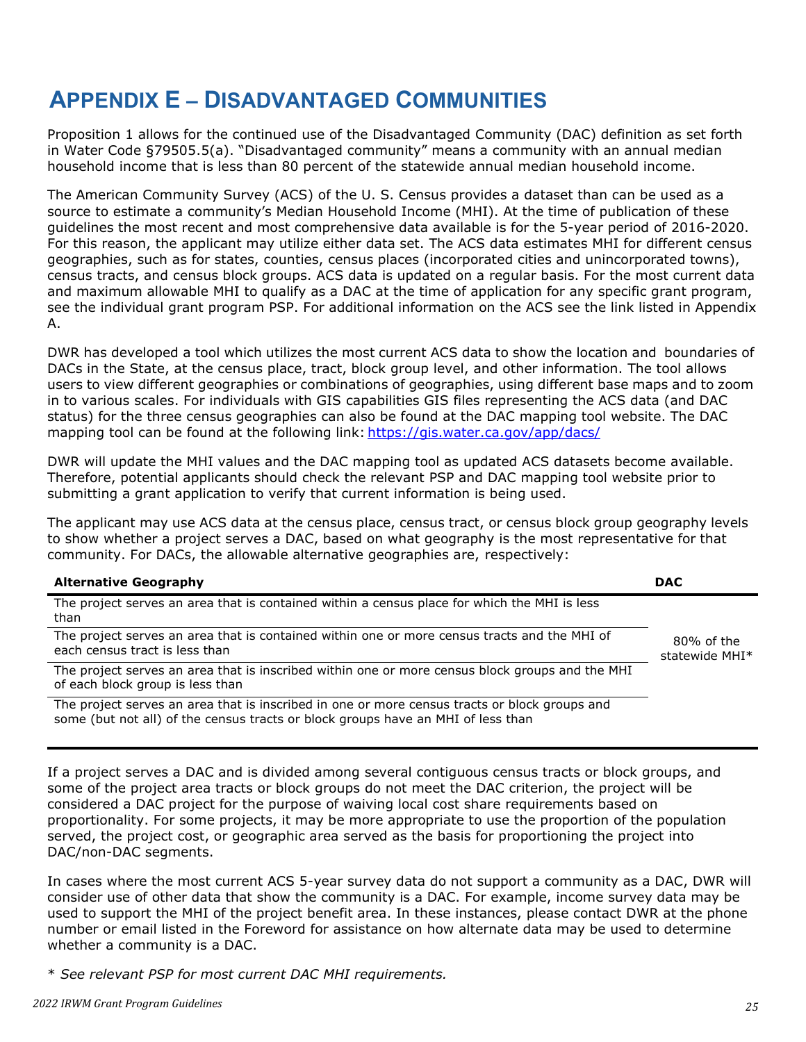# APPENDIX E – DISADVANTAGED COMMUNITIES

Proposition 1 allows for the continued use of the Disadvantaged Community (DAC) definition as set forth in Water Code §79505.5(a). "Disadvantaged community" means a community with an annual median household income that is less than 80 percent of the statewide annual median household income.

The American Community Survey (ACS) of the U. S. Census provides a dataset than can be used as a source to estimate a community's Median Household Income (MHI). At the time of publication of these guidelines the most recent and most comprehensive data available is for the 5-year period of 2016-2020. For this reason, the applicant may utilize either data set. The ACS data estimates MHI for different census geographies, such as for states, counties, census places (incorporated cities and unincorporated towns), census tracts, and census block groups. ACS data is updated on a regular basis. For the most current data and maximum allowable MHI to qualify as a DAC at the time of application for any specific grant program, see the individual grant program PSP. For additional information on the ACS see the link listed in Appendix A.

DWR has developed a tool which utilizes the most current ACS data to show the location and boundaries of DACs in the State, at the census place, tract, block group level, and other information. The tool allows users to view different geographies or combinations of geographies, using different base maps and to zoom in to various scales. For individuals with GIS capabilities GIS files representing the ACS data (and DAC status) for the three census geographies can also be found at the DAC mapping tool website. The DAC mapping tool can be found at the following link: [https://gis.water.ca.gov/app/dacs/](https://gis.water.ca.gov/app/dacs/)

DWR will update the MHI values and the DAC mapping tool as updated ACS datasets become available. Therefore, potential applicants should check the relevant PSP and DAC mapping tool website prior to submitting a grant application to verify that current information is being used.

The applicant may use ACS data at the census place, census tract, or census block group geography levels to show whether a project serves a DAC, based on what geography is the most representative for that community. For DACs, the allowable alternative geographies are, respectively:

| Alternative Geography | DAC |
|---|---|
| The project serves an area that is contained within a census place for which the MHI is less than | 80% of the statewide MHI* |
| The project serves an area that is contained within one or more census tracts and the MHI of each census tract is less than | |
| The project serves an area that is inscribed within one or more census block groups and the MHI of each block group is less than | |
| The project serves an area that is inscribed in one or more census tracts or block groups and some (but not all) of the census tracts or block groups have an MHI of less than | |

If a project serves a DAC and is divided among several contiguous census tracts or block groups, and some of the project area tracts or block groups do not meet the DAC criterion, the project will be considered a DAC project for the purpose of waiving local cost share requirements based on proportionality. For some projects, it may be more appropriate to use the proportion of the population served, the project cost, or geographic area served as the basis for proportioning the project into DAC/non-DAC segments.

In cases where the most current ACS 5-year survey data do not support a community as a DAC, DWR will consider use of other data that show the community is a DAC. For example, income survey data may be used to support the MHI of the project benefit area. In these instances, please contact DWR at the phone number or email listed in the Foreword for assistance on how alternate data may be used to determine whether a community is a DAC.

* *See relevant PSP for most current DAC MHI requirements.*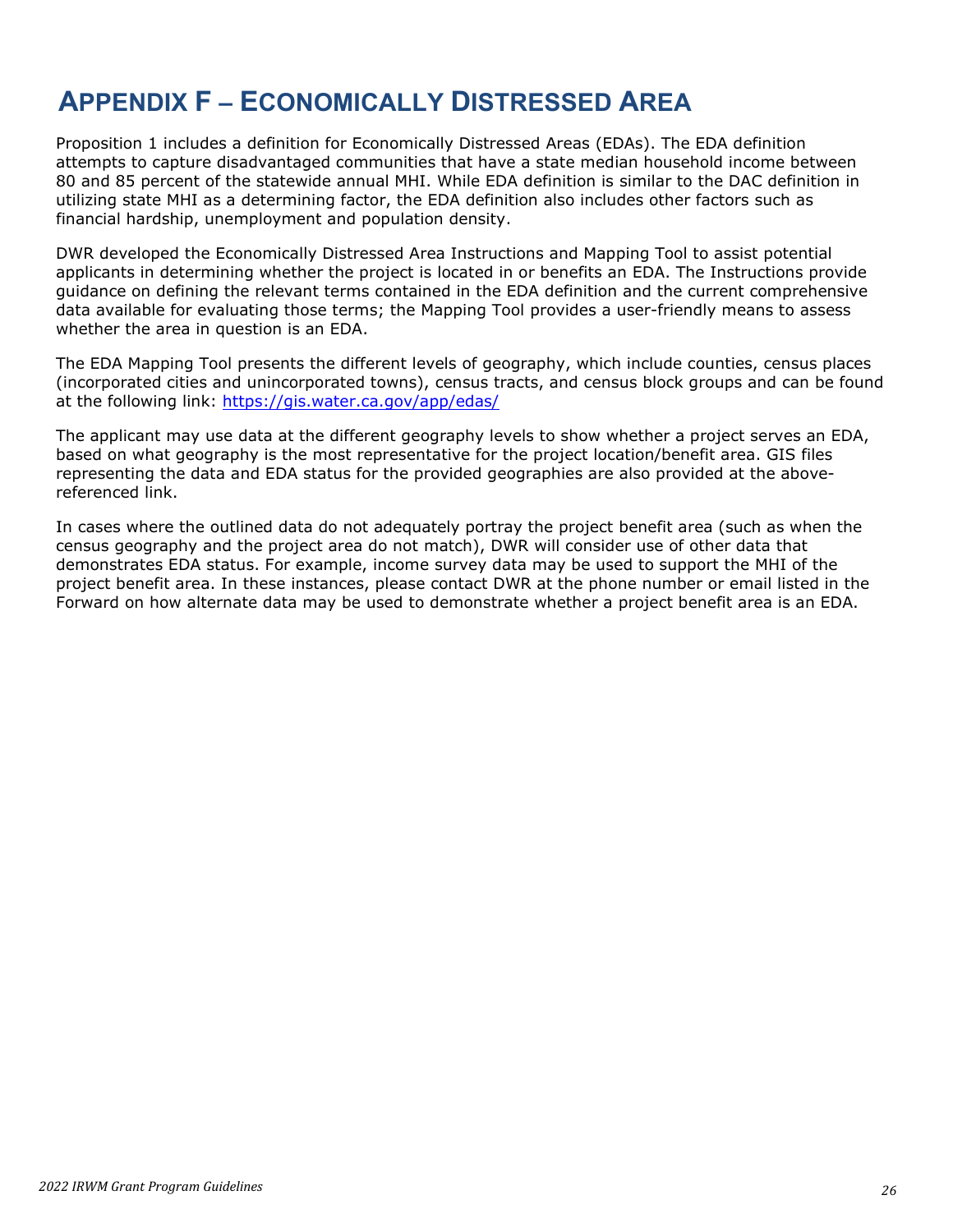# APPENDIX F – ECONOMICALLY DISTRESSED AREA

Proposition 1 includes a definition for Economically Distressed Areas (EDAs). The EDA definition attempts to capture disadvantaged communities that have a state median household income between 80 and 85 percent of the statewide annual MHI. While EDA definition is similar to the DAC definition in utilizing state MHI as a determining factor, the EDA definition also includes other factors such as financial hardship, unemployment and population density.

DWR developed the Economically Distressed Area Instructions and Mapping Tool to assist potential applicants in determining whether the project is located in or benefits an EDA. The Instructions provide guidance on defining the relevant terms contained in the EDA definition and the current comprehensive data available for evaluating those terms; the Mapping Tool provides a user-friendly means to assess whether the area in question is an EDA.

The EDA Mapping Tool presents the different levels of geography, which include counties, census places (incorporated cities and unincorporated towns), census tracts, and census block groups and can be found at the following link: [https://gis.water.ca.gov/app/edas/](https://gis.water.ca.gov/app/edas/)

The applicant may use data at the different geography levels to show whether a project serves an EDA, based on what geography is the most representative for the project location/benefit area. GIS files representing the data and EDA status for the provided geographies are also provided at the above-referenced link.

In cases where the outlined data do not adequately portray the project benefit area (such as when the census geography and the project area do not match), DWR will consider use of other data that demonstrates EDA status. For example, income survey data may be used to support the MHI of the project benefit area. In these instances, please contact DWR at the phone number or email listed in the Forward on how alternate data may be used to demonstrate whether a project benefit area is an EDA.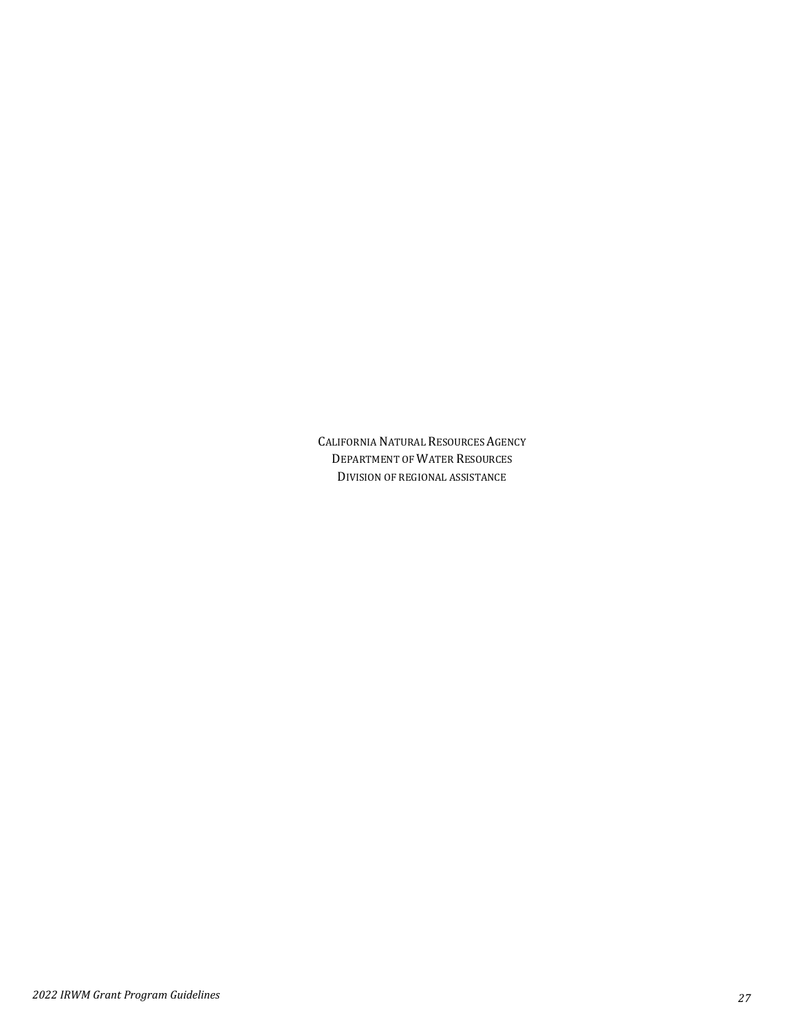CALIFORNIA NATURAL RESOURCES AGENCY
DEPARTMENT OF WATER RESOURCES
DIVISION OF REGIONAL ASSISTANCE